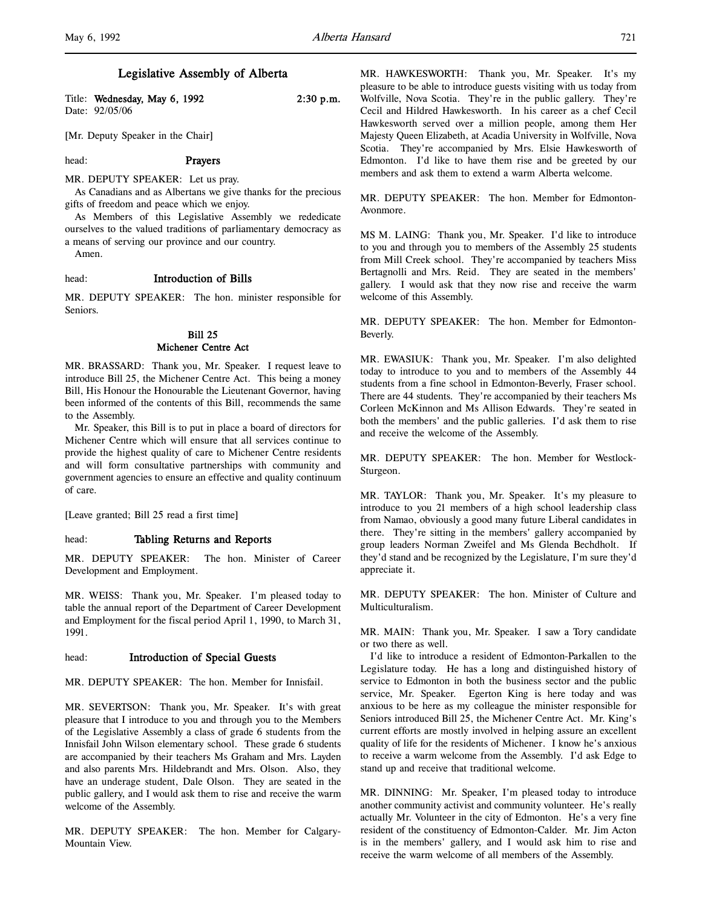# Legislative Assembly of Alberta

Title: **Wednesday, May 6, 1992** 2:30 p.m.
Date: 92/05/06

[Mr. Deputy Speaker in the Chair]

head: **Prayers**

MR. DEPUTY SPEAKER: Let us pray.

As Canadians and as Albertans we give thanks for the precious gifts of freedom and peace which we enjoy.

As Members of this Legislative Assembly we rededicate ourselves to the valued traditions of parliamentary democracy as a means of serving our province and our country.

Amen.

head: **Introduction of Bills**

MR. DEPUTY SPEAKER: The hon. minister responsible for Seniors.

### Bill 25
### Michener Centre Act

MR. BRASSARD: Thank you, Mr. Speaker. I request leave to introduce Bill 25, the Michener Centre Act. This being a money Bill, His Honour the Honourable the Lieutenant Governor, having been informed of the contents of this Bill, recommends the same to the Assembly.

Mr. Speaker, this Bill is to put in place a board of directors for Michener Centre which will ensure that all services continue to provide the highest quality of care to Michener Centre residents and will form consultative partnerships with community and government agencies to ensure an effective and quality continuum of care.

[Leave granted; Bill 25 read a first time]

head: **Tabling Returns and Reports**

MR. DEPUTY SPEAKER: The hon. Minister of Career Development and Employment.

MR. WEISS: Thank you, Mr. Speaker. I'm pleased today to table the annual report of the Department of Career Development and Employment for the fiscal period April 1, 1990, to March 31, 1991.

head: **Introduction of Special Guests**

MR. DEPUTY SPEAKER: The hon. Member for Innisfail.

MR. SEVERTSON: Thank you, Mr. Speaker. It's with great pleasure that I introduce to you and through you to the Members of the Legislative Assembly a class of grade 6 students from the Innisfail John Wilson elementary school. These grade 6 students are accompanied by their teachers Ms Graham and Mrs. Layden and also parents Mrs. Hildebrandt and Mrs. Olson. Also, they have an underage student, Dale Olson. They are seated in the public gallery, and I would ask them to rise and receive the warm welcome of the Assembly.

MR. DEPUTY SPEAKER: The hon. Member for Calgary-Mountain View.

MR. HAWKESWORTH: Thank you, Mr. Speaker. It's my pleasure to be able to introduce guests visiting with us today from Wolfville, Nova Scotia. They're in the public gallery. They're Cecil and Hildred Hawkesworth. In his career as a chef Cecil Hawkesworth served over a million people, among them Her Majesty Queen Elizabeth, at Acadia University in Wolfville, Nova Scotia. They're accompanied by Mrs. Elsie Hawkesworth of Edmonton. I'd like to have them rise and be greeted by our members and ask them to extend a warm Alberta welcome.

MR. DEPUTY SPEAKER: The hon. Member for Edmonton-Avonmore.

MS M. LAING: Thank you, Mr. Speaker. I'd like to introduce to you and through you to members of the Assembly 25 students from Mill Creek school. They're accompanied by teachers Miss Bertagnolli and Mrs. Reid. They are seated in the members' gallery. I would ask that they now rise and receive the warm welcome of this Assembly.

MR. DEPUTY SPEAKER: The hon. Member for Edmonton-Beverly.

MR. EWASIUK: Thank you, Mr. Speaker. I'm also delighted today to introduce to you and to members of the Assembly 44 students from a fine school in Edmonton-Beverly, Fraser school. There are 44 students. They're accompanied by their teachers Ms Corleen McKinnon and Ms Allison Edwards. They're seated in both the members' and the public galleries. I'd ask them to rise and receive the welcome of the Assembly.

MR. DEPUTY SPEAKER: The hon. Member for Westlock-Sturgeon.

MR. TAYLOR: Thank you, Mr. Speaker. It's my pleasure to introduce to you 21 members of a high school leadership class from Namao, obviously a good many future Liberal candidates in there. They're sitting in the members' gallery accompanied by group leaders Norman Zweifel and Ms Glenda Bechdholt. If they'd stand and be recognized by the Legislature, I'm sure they'd appreciate it.

MR. DEPUTY SPEAKER: The hon. Minister of Culture and Multiculturalism.

MR. MAIN: Thank you, Mr. Speaker. I saw a Tory candidate or two there as well.

I'd like to introduce a resident of Edmonton-Parkallen to the Legislature today. He has a long and distinguished history of service to Edmonton in both the business sector and the public service, Mr. Speaker. Egerton King is here today and was anxious to be here as my colleague the minister responsible for Seniors introduced Bill 25, the Michener Centre Act. Mr. King's current efforts are mostly involved in helping assure an excellent quality of life for the residents of Michener. I know he's anxious to receive a warm welcome from the Assembly. I'd ask Edge to stand up and receive that traditional welcome.

MR. DINNING: Mr. Speaker, I'm pleased today to introduce another community activist and community volunteer. He's really actually Mr. Volunteer in the city of Edmonton. He's a very fine resident of the constituency of Edmonton-Calder. Mr. Jim Acton is in the members' gallery, and I would ask him to rise and receive the warm welcome of all members of the Assembly.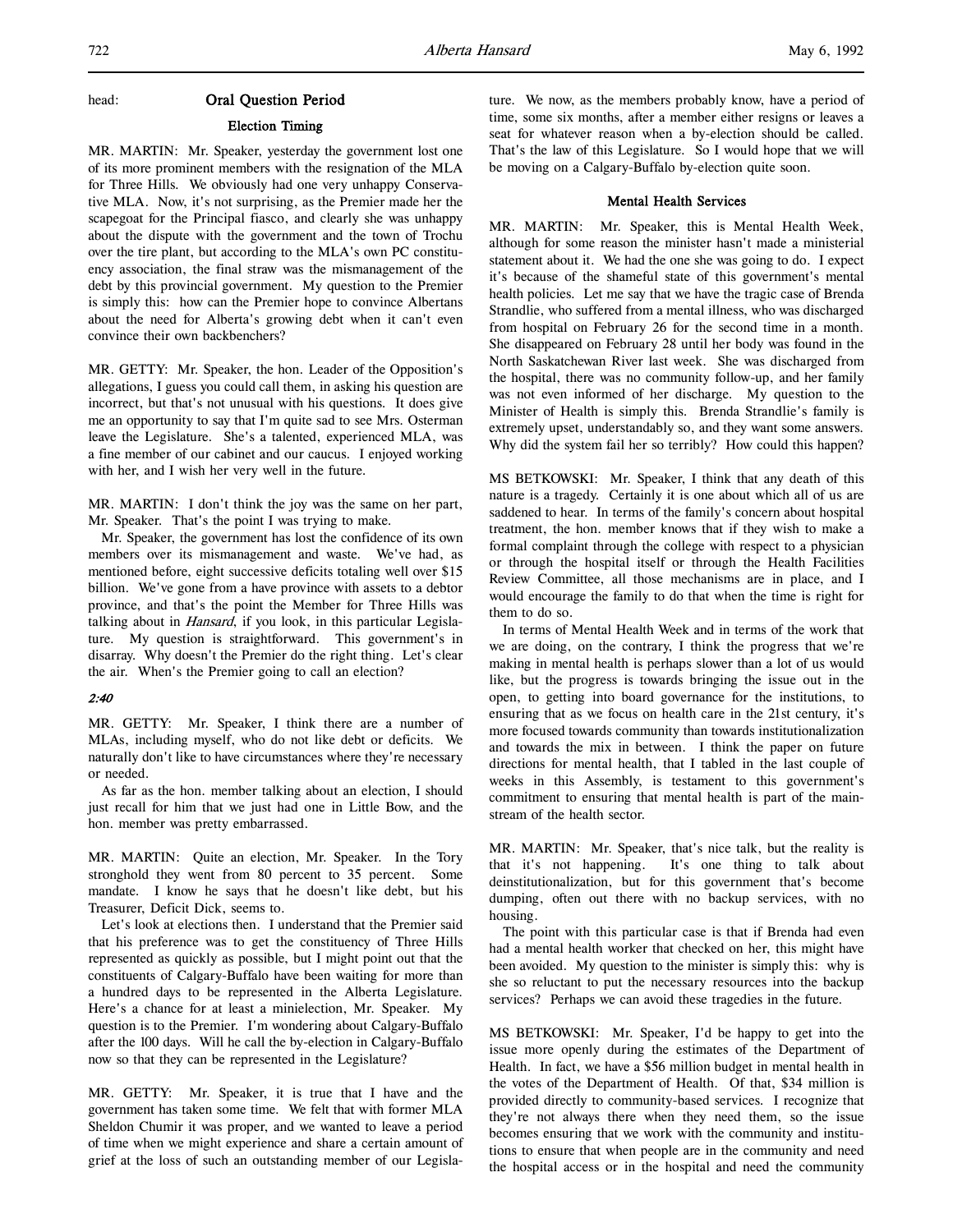head: **Oral Question Period**

## Election Timing

MR. MARTIN: Mr. Speaker, yesterday the government lost one of its more prominent members with the resignation of the MLA for Three Hills. We obviously had one very unhappy Conservative MLA. Now, it's not surprising, as the Premier made her the scapegoat for the Principal fiasco, and clearly she was unhappy about the dispute with the government and the town of Trochu over the tire plant, but according to the MLA's own PC constituency association, the final straw was the mismanagement of the debt by this provincial government. My question to the Premier is simply this: how can the Premier hope to convince Albertans about the need for Alberta's growing debt when it can't even convince their own backbenchers?

MR. GETTY: Mr. Speaker, the hon. Leader of the Opposition's allegations, I guess you could call them, in asking his question are incorrect, but that's not unusual with his questions. It does give me an opportunity to say that I'm quite sad to see Mrs. Osterman leave the Legislature. She's a talented, experienced MLA, was a fine member of our cabinet and our caucus. I enjoyed working with her, and I wish her very well in the future.

MR. MARTIN: I don't think the joy was the same on her part, Mr. Speaker. That's the point I was trying to make.

Mr. Speaker, the government has lost the confidence of its own members over its mismanagement and waste. We've had, as mentioned before, eight successive deficits totaling well over $15 billion. We've gone from a have province with assets to a debtor province, and that's the point the Member for Three Hills was talking about in *Hansard*, if you look, in this particular Legislature. My question is straightforward. This government's in disarray. Why doesn't the Premier do the right thing. Let's clear the air. When's the Premier going to call an election?

*2:40*

MR. GETTY: Mr. Speaker, I think there are a number of MLAs, including myself, who do not like debt or deficits. We naturally don't like to have circumstances where they're necessary or needed.

As far as the hon. member talking about an election, I should just recall for him that we just had one in Little Bow, and the hon. member was pretty embarrassed.

MR. MARTIN: Quite an election, Mr. Speaker. In the Tory stronghold they went from 80 percent to 35 percent. Some mandate. I know he says that he doesn't like debt, but his Treasurer, Deficit Dick, seems to.

Let's look at elections then. I understand that the Premier said that his preference was to get the constituency of Three Hills represented as quickly as possible, but I might point out that the constituents of Calgary-Buffalo have been waiting for more than a hundred days to be represented in the Alberta Legislature. Here's a chance for at least a minielection, Mr. Speaker. My question is to the Premier. I'm wondering about Calgary-Buffalo after the 100 days. Will he call the by-election in Calgary-Buffalo now so that they can be represented in the Legislature?

MR. GETTY: Mr. Speaker, it is true that I have and the government has taken some time. We felt that with former MLA Sheldon Chumir it was proper, and we wanted to leave a period of time when we might experience and share a certain amount of grief at the loss of such an outstanding member of our Legislature. We now, as the members probably know, have a period of time, some six months, after a member either resigns or leaves a seat for whatever reason when a by-election should be called. That's the law of this Legislature. So I would hope that we will be moving on a Calgary-Buffalo by-election quite soon.

## Mental Health Services

MR. MARTIN: Mr. Speaker, this is Mental Health Week, although for some reason the minister hasn't made a ministerial statement about it. We had the one she was going to do. I expect it's because of the shameful state of this government's mental health policies. Let me say that we have the tragic case of Brenda Strandlie, who suffered from a mental illness, who was discharged from hospital on February 26 for the second time in a month. She disappeared on February 28 until her body was found in the North Saskatchewan River last week. She was discharged from the hospital, there was no community follow-up, and her family was not even informed of her discharge. My question to the Minister of Health is simply this. Brenda Strandlie's family is extremely upset, understandably so, and they want some answers. Why did the system fail her so terribly? How could this happen?

MS BETKOWSKI: Mr. Speaker, I think that any death of this nature is a tragedy. Certainly it is one about which all of us are saddened to hear. In terms of the family's concern about hospital treatment, the hon. member knows that if they wish to make a formal complaint through the college with respect to a physician or through the hospital itself or through the Health Facilities Review Committee, all those mechanisms are in place, and I would encourage the family to do that when the time is right for them to do so.

In terms of Mental Health Week and in terms of the work that we are doing, on the contrary, I think the progress that we're making in mental health is perhaps slower than a lot of us would like, but the progress is towards bringing the issue out in the open, to getting into board governance for the institutions, to ensuring that as we focus on health care in the 21st century, it's more focused towards community than towards institutionalization and towards the mix in between. I think the paper on future directions for mental health, that I tabled in the last couple of weeks in this Assembly, is testament to this government's commitment to ensuring that mental health is part of the mainstream of the health sector.

MR. MARTIN: Mr. Speaker, that's nice talk, but the reality is that it's not happening. It's one thing to talk about deinstitutionalization, but for this government that's become dumping, often out there with no backup services, with no housing.

The point with this particular case is that if Brenda had even had a mental health worker that checked on her, this might have been avoided. My question to the minister is simply this: why is she so reluctant to put the necessary resources into the backup services? Perhaps we can avoid these tragedies in the future.

MS BETKOWSKI: Mr. Speaker, I'd be happy to get into the issue more openly during the estimates of the Department of Health. In fact, we have a $56 million budget in mental health in the votes of the Department of Health. Of that, $34 million is provided directly to community-based services. I recognize that they're not always there when they need them, so the issue becomes ensuring that we work with the community and institutions to ensure that when people are in the community and need the hospital access or in the hospital and need the community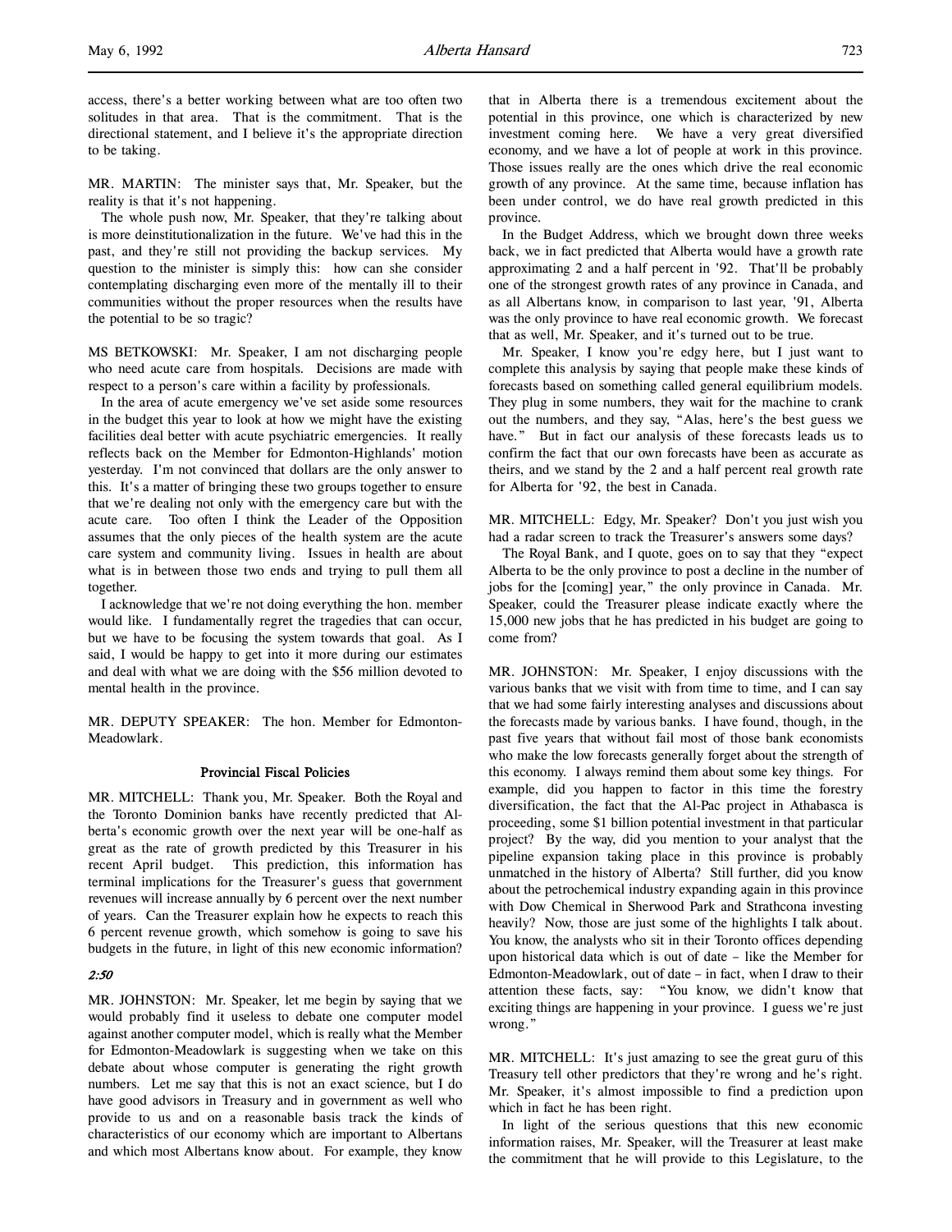access, there's a better working between what are too often two solitudes in that area. That is the commitment. That is the directional statement, and I believe it's the appropriate direction to be taking.

MR. MARTIN: The minister says that, Mr. Speaker, but the reality is that it's not happening.

The whole push now, Mr. Speaker, that they're talking about is more deinstitutionalization in the future. We've had this in the past, and they're still not providing the backup services. My question to the minister is simply this: how can she consider contemplating discharging even more of the mentally ill to their communities without the proper resources when the results have the potential to be so tragic?

MS BETKOWSKI: Mr. Speaker, I am not discharging people who need acute care from hospitals. Decisions are made with respect to a person's care within a facility by professionals.

In the area of acute emergency we've set aside some resources in the budget this year to look at how we might have the existing facilities deal better with acute psychiatric emergencies. It really reflects back on the Member for Edmonton-Highlands' motion yesterday. I'm not convinced that dollars are the only answer to this. It's a matter of bringing these two groups together to ensure that we're dealing not only with the emergency care but with the acute care. Too often I think the Leader of the Opposition assumes that the only pieces of the health system are the acute care system and community living. Issues in health are about what is in between those two ends and trying to pull them all together.

I acknowledge that we're not doing everything the hon. member would like. I fundamentally regret the tragedies that can occur, but we have to be focusing the system towards that goal. As I said, I would be happy to get into it more during our estimates and deal with what we are doing with the $56 million devoted to mental health in the province.

MR. DEPUTY SPEAKER: The hon. Member for Edmonton-Meadowlark.

### Provincial Fiscal Policies

MR. MITCHELL: Thank you, Mr. Speaker. Both the Royal and the Toronto Dominion banks have recently predicted that Alberta's economic growth over the next year will be one-half as great as the rate of growth predicted by this Treasurer in his recent April budget. This prediction, this information has terminal implications for the Treasurer's guess that government revenues will increase annually by 6 percent over the next number of years. Can the Treasurer explain how he expects to reach this 6 percent revenue growth, which somehow is going to save his budgets in the future, in light of this new economic information?

*2:50*

MR. JOHNSTON: Mr. Speaker, let me begin by saying that we would probably find it useless to debate one computer model against another computer model, which is really what the Member for Edmonton-Meadowlark is suggesting when we take on this debate about whose computer is generating the right growth numbers. Let me say that this is not an exact science, but I do have good advisors in Treasury and in government as well who provide to us and on a reasonable basis track the kinds of characteristics of our economy which are important to Albertans and which most Albertans know about. For example, they know that in Alberta there is a tremendous excitement about the potential in this province, one which is characterized by new investment coming here. We have a very great diversified economy, and we have a lot of people at work in this province. Those issues really are the ones which drive the real economic growth of any province. At the same time, because inflation has been under control, we do have real growth predicted in this province.

In the Budget Address, which we brought down three weeks back, we in fact predicted that Alberta would have a growth rate approximating 2 and a half percent in '92. That'll be probably one of the strongest growth rates of any province in Canada, and as all Albertans know, in comparison to last year, '91, Alberta was the only province to have real economic growth. We forecast that as well, Mr. Speaker, and it's turned out to be true.

Mr. Speaker, I know you're edgy here, but I just want to complete this analysis by saying that people make these kinds of forecasts based on something called general equilibrium models. They plug in some numbers, they wait for the machine to crank out the numbers, and they say, "Alas, here's the best guess we have." But in fact our analysis of these forecasts leads us to confirm the fact that our own forecasts have been as accurate as theirs, and we stand by the 2 and a half percent real growth rate for Alberta for '92, the best in Canada.

MR. MITCHELL: Edgy, Mr. Speaker? Don't you just wish you had a radar screen to track the Treasurer's answers some days?

The Royal Bank, and I quote, goes on to say that they "expect Alberta to be the only province to post a decline in the number of jobs for the [coming] year," the only province in Canada. Mr. Speaker, could the Treasurer please indicate exactly where the 15,000 new jobs that he has predicted in his budget are going to come from?

MR. JOHNSTON: Mr. Speaker, I enjoy discussions with the various banks that we visit with from time to time, and I can say that we had some fairly interesting analyses and discussions about the forecasts made by various banks. I have found, though, in the past five years that without fail most of those bank economists who make the low forecasts generally forget about the strength of this economy. I always remind them about some key things. For example, did you happen to factor in this time the forestry diversification, the fact that the Al-Pac project in Athabasca is proceeding, some $1 billion potential investment in that particular project? By the way, did you mention to your analyst that the pipeline expansion taking place in this province is probably unmatched in the history of Alberta? Still further, did you know about the petrochemical industry expanding again in this province with Dow Chemical in Sherwood Park and Strathcona investing heavily? Now, those are just some of the highlights I talk about. You know, the analysts who sit in their Toronto offices depending upon historical data which is out of date – like the Member for Edmonton-Meadowlark, out of date – in fact, when I draw to their attention these facts, say: "You know, we didn't know that exciting things are happening in your province. I guess we're just wrong."

MR. MITCHELL: It's just amazing to see the great guru of this Treasury tell other predictors that they're wrong and he's right. Mr. Speaker, it's almost impossible to find a prediction upon which in fact he has been right.

In light of the serious questions that this new economic information raises, Mr. Speaker, will the Treasurer at least make the commitment that he will provide to this Legislature, to the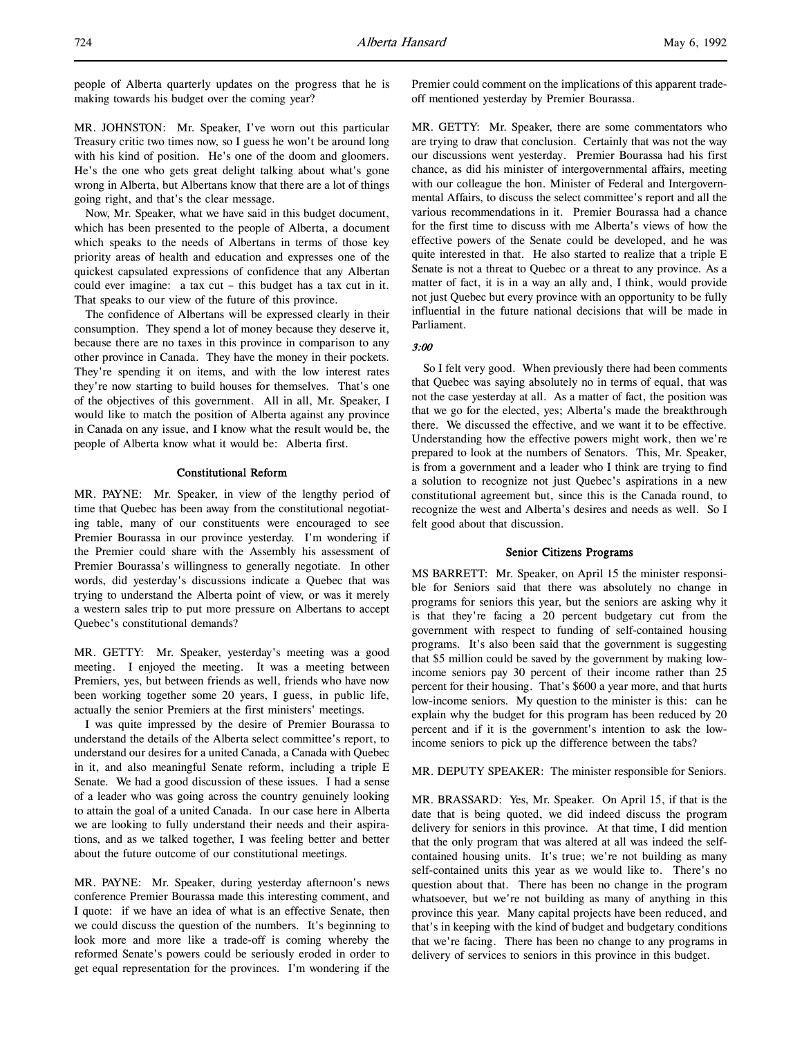people of Alberta quarterly updates on the progress that he is making towards his budget over the coming year?

MR. JOHNSTON: Mr. Speaker, I've worn out this particular Treasury critic two times now, so I guess he won't be around long with his kind of position. He's one of the doom and gloomers. He's the one who gets great delight talking about what's gone wrong in Alberta, but Albertans know that there are a lot of things going right, and that's the clear message.

Now, Mr. Speaker, what we have said in this budget document, which has been presented to the people of Alberta, a document which speaks to the needs of Albertans in terms of those key priority areas of health and education and expresses one of the quickest capsulated expressions of confidence that any Albertan could ever imagine: a tax cut – this budget has a tax cut in it. That speaks to our view of the future of this province.

The confidence of Albertans will be expressed clearly in their consumption. They spend a lot of money because they deserve it, because there are no taxes in this province in comparison to any other province in Canada. They have the money in their pockets. They're spending it on items, and with the low interest rates they're now starting to build houses for themselves. That's one of the objectives of this government. All in all, Mr. Speaker, I would like to match the position of Alberta against any province in Canada on any issue, and I know what the result would be, the people of Alberta know what it would be: Alberta first.

### Constitutional Reform

MR. PAYNE: Mr. Speaker, in view of the lengthy period of time that Quebec has been away from the constitutional negotiating table, many of our constituents were encouraged to see Premier Bourassa in our province yesterday. I'm wondering if the Premier could share with the Assembly his assessment of Premier Bourassa's willingness to generally negotiate. In other words, did yesterday's discussions indicate a Quebec that was trying to understand the Alberta point of view, or was it merely a western sales trip to put more pressure on Albertans to accept Quebec's constitutional demands?

MR. GETTY: Mr. Speaker, yesterday's meeting was a good meeting. I enjoyed the meeting. It was a meeting between Premiers, yes, but between friends as well, friends who have now been working together some 20 years, I guess, in public life, actually the senior Premiers at the first ministers' meetings.

I was quite impressed by the desire of Premier Bourassa to understand the details of the Alberta select committee's report, to understand our desires for a united Canada, a Canada with Quebec in it, and also meaningful Senate reform, including a triple E Senate. We had a good discussion of these issues. I had a sense of a leader who was going across the country genuinely looking to attain the goal of a united Canada. In our case here in Alberta we are looking to fully understand their needs and their aspirations, and as we talked together, I was feeling better and better about the future outcome of our constitutional meetings.

MR. PAYNE: Mr. Speaker, during yesterday afternoon's news conference Premier Bourassa made this interesting comment, and I quote: if we have an idea of what is an effective Senate, then we could discuss the question of the numbers. It's beginning to look more and more like a trade-off is coming whereby the reformed Senate's powers could be seriously eroded in order to get equal representation for the provinces. I'm wondering if the Premier could comment on the implications of this apparent trade-off mentioned yesterday by Premier Bourassa.

MR. GETTY: Mr. Speaker, there are some commentators who are trying to draw that conclusion. Certainly that was not the way our discussions went yesterday. Premier Bourassa had his first chance, as did his minister of intergovernmental affairs, meeting with our colleague the hon. Minister of Federal and Intergovernmental Affairs, to discuss the select committee's report and all the various recommendations in it. Premier Bourassa had a chance for the first time to discuss with me Alberta's views of how the effective powers of the Senate could be developed, and he was quite interested in that. He also started to realize that a triple E Senate is not a threat to Quebec or a threat to any province. As a matter of fact, it is in a way an ally and, I think, would provide not just Quebec but every province with an opportunity to be fully influential in the future national decisions that will be made in Parliament.

*3:00*

So I felt very good. When previously there had been comments that Quebec was saying absolutely no in terms of equal, that was not the case yesterday at all. As a matter of fact, the position was that we go for the elected, yes; Alberta's made the breakthrough there. We discussed the effective, and we want it to be effective. Understanding how the effective powers might work, then we're prepared to look at the numbers of Senators. This, Mr. Speaker, is from a government and a leader who I think are trying to find a solution to recognize not just Quebec's aspirations in a new constitutional agreement but, since this is the Canada round, to recognize the west and Alberta's desires and needs as well. So I felt good about that discussion.

### Senior Citizens Programs

MS BARRETT: Mr. Speaker, on April 15 the minister responsible for Seniors said that there was absolutely no change in programs for seniors this year, but the seniors are asking why it is that they're facing a 20 percent budgetary cut from the government with respect to funding of self-contained housing programs. It's also been said that the government is suggesting that $5 million could be saved by the government by making low-income seniors pay 30 percent of their income rather than 25 percent for their housing. That's $600 a year more, and that hurts low-income seniors. My question to the minister is this: can he explain why the budget for this program has been reduced by 20 percent and if it is the government's intention to ask the low-income seniors to pick up the difference between the tabs?

MR. DEPUTY SPEAKER: The minister responsible for Seniors.

MR. BRASSARD: Yes, Mr. Speaker. On April 15, if that is the date that is being quoted, we did indeed discuss the program delivery for seniors in this province. At that time, I did mention that the only program that was altered at all was indeed the self-contained housing units. It's true; we're not building as many self-contained units this year as we would like to. There's no question about that. There has been no change in the program whatsoever, but we're not building as many of anything in this province this year. Many capital projects have been reduced, and that's in keeping with the kind of budget and budgetary conditions that we're facing. There has been no change to any programs in delivery of services to seniors in this province in this budget.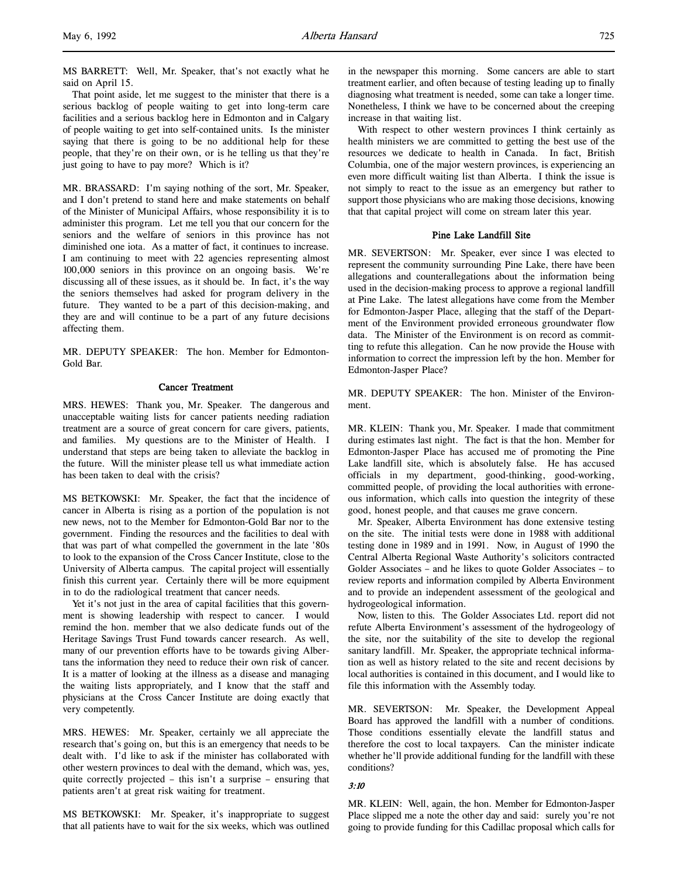MS BARRETT: Well, Mr. Speaker, that's not exactly what he said on April 15.

That point aside, let me suggest to the minister that there is a serious backlog of people waiting to get into long-term care facilities and a serious backlog here in Edmonton and in Calgary of people waiting to get into self-contained units. Is the minister saying that there is going to be no additional help for these people, that they're on their own, or is he telling us that they're just going to have to pay more? Which is it?

MR. BRASSARD: I'm saying nothing of the sort, Mr. Speaker, and I don't pretend to stand here and make statements on behalf of the Minister of Municipal Affairs, whose responsibility it is to administer this program. Let me tell you that our concern for the seniors and the welfare of seniors in this province has not diminished one iota. As a matter of fact, it continues to increase. I am continuing to meet with 22 agencies representing almost 100,000 seniors in this province on an ongoing basis. We're discussing all of these issues, as it should be. In fact, it's the way the seniors themselves had asked for program delivery in the future. They wanted to be a part of this decision-making, and they are and will continue to be a part of any future decisions affecting them.

MR. DEPUTY SPEAKER: The hon. Member for Edmonton-Gold Bar.

### Cancer Treatment

MRS. HEWES: Thank you, Mr. Speaker. The dangerous and unacceptable waiting lists for cancer patients needing radiation treatment are a source of great concern for care givers, patients, and families. My questions are to the Minister of Health. I understand that steps are being taken to alleviate the backlog in the future. Will the minister please tell us what immediate action has been taken to deal with the crisis?

MS BETKOWSKI: Mr. Speaker, the fact that the incidence of cancer in Alberta is rising as a portion of the population is not new news, not to the Member for Edmonton-Gold Bar nor to the government. Finding the resources and the facilities to deal with that was part of what compelled the government in the late '80s to look to the expansion of the Cross Cancer Institute, close to the University of Alberta campus. The capital project will essentially finish this current year. Certainly there will be more equipment in to do the radiological treatment that cancer needs.

Yet it's not just in the area of capital facilities that this government is showing leadership with respect to cancer. I would remind the hon. member that we also dedicate funds out of the Heritage Savings Trust Fund towards cancer research. As well, many of our prevention efforts have to be towards giving Albertans the information they need to reduce their own risk of cancer. It is a matter of looking at the illness as a disease and managing the waiting lists appropriately, and I know that the staff and physicians at the Cross Cancer Institute are doing exactly that very competently.

MRS. HEWES: Mr. Speaker, certainly we all appreciate the research that's going on, but this is an emergency that needs to be dealt with. I'd like to ask if the minister has collaborated with other western provinces to deal with the demand, which was, yes, quite correctly projected – this isn't a surprise – ensuring that patients aren't at great risk waiting for treatment.

MS BETKOWSKI: Mr. Speaker, it's inappropriate to suggest that all patients have to wait for the six weeks, which was outlined in the newspaper this morning. Some cancers are able to start treatment earlier, and often because of testing leading up to finally diagnosing what treatment is needed, some can take a longer time. Nonetheless, I think we have to be concerned about the creeping increase in that waiting list.

With respect to other western provinces I think certainly as health ministers we are committed to getting the best use of the resources we dedicate to health in Canada. In fact, British Columbia, one of the major western provinces, is experiencing an even more difficult waiting list than Alberta. I think the issue is not simply to react to the issue as an emergency but rather to support those physicians who are making those decisions, knowing that that capital project will come on stream later this year.

### Pine Lake Landfill Site

MR. SEVERTSON: Mr. Speaker, ever since I was elected to represent the community surrounding Pine Lake, there have been allegations and counterallegations about the information being used in the decision-making process to approve a regional landfill at Pine Lake. The latest allegations have come from the Member for Edmonton-Jasper Place, alleging that the staff of the Department of the Environment provided erroneous groundwater flow data. The Minister of the Environment is on record as committing to refute this allegation. Can he now provide the House with information to correct the impression left by the hon. Member for Edmonton-Jasper Place?

MR. DEPUTY SPEAKER: The hon. Minister of the Environment.

MR. KLEIN: Thank you, Mr. Speaker. I made that commitment during estimates last night. The fact is that the hon. Member for Edmonton-Jasper Place has accused me of promoting the Pine Lake landfill site, which is absolutely false. He has accused officials in my department, good-thinking, good-working, committed people, of providing the local authorities with erroneous information, which calls into question the integrity of these good, honest people, and that causes me grave concern.

Mr. Speaker, Alberta Environment has done extensive testing on the site. The initial tests were done in 1988 with additional testing done in 1989 and in 1991. Now, in August of 1990 the Central Alberta Regional Waste Authority's solicitors contracted Golder Associates – and he likes to quote Golder Associates – to review reports and information compiled by Alberta Environment and to provide an independent assessment of the geological and hydrogeological information.

Now, listen to this. The Golder Associates Ltd. report did not refute Alberta Environment's assessment of the hydrogeology of the site, nor the suitability of the site to develop the regional sanitary landfill. Mr. Speaker, the appropriate technical information as well as history related to the site and recent decisions by local authorities is contained in this document, and I would like to file this information with the Assembly today.

MR. SEVERTSON: Mr. Speaker, the Development Appeal Board has approved the landfill with a number of conditions. Those conditions essentially elevate the landfill status and therefore the cost to local taxpayers. Can the minister indicate whether he'll provide additional funding for the landfill with these conditions?

*3:10*

MR. KLEIN: Well, again, the hon. Member for Edmonton-Jasper Place slipped me a note the other day and said: surely you're not going to provide funding for this Cadillac proposal which calls for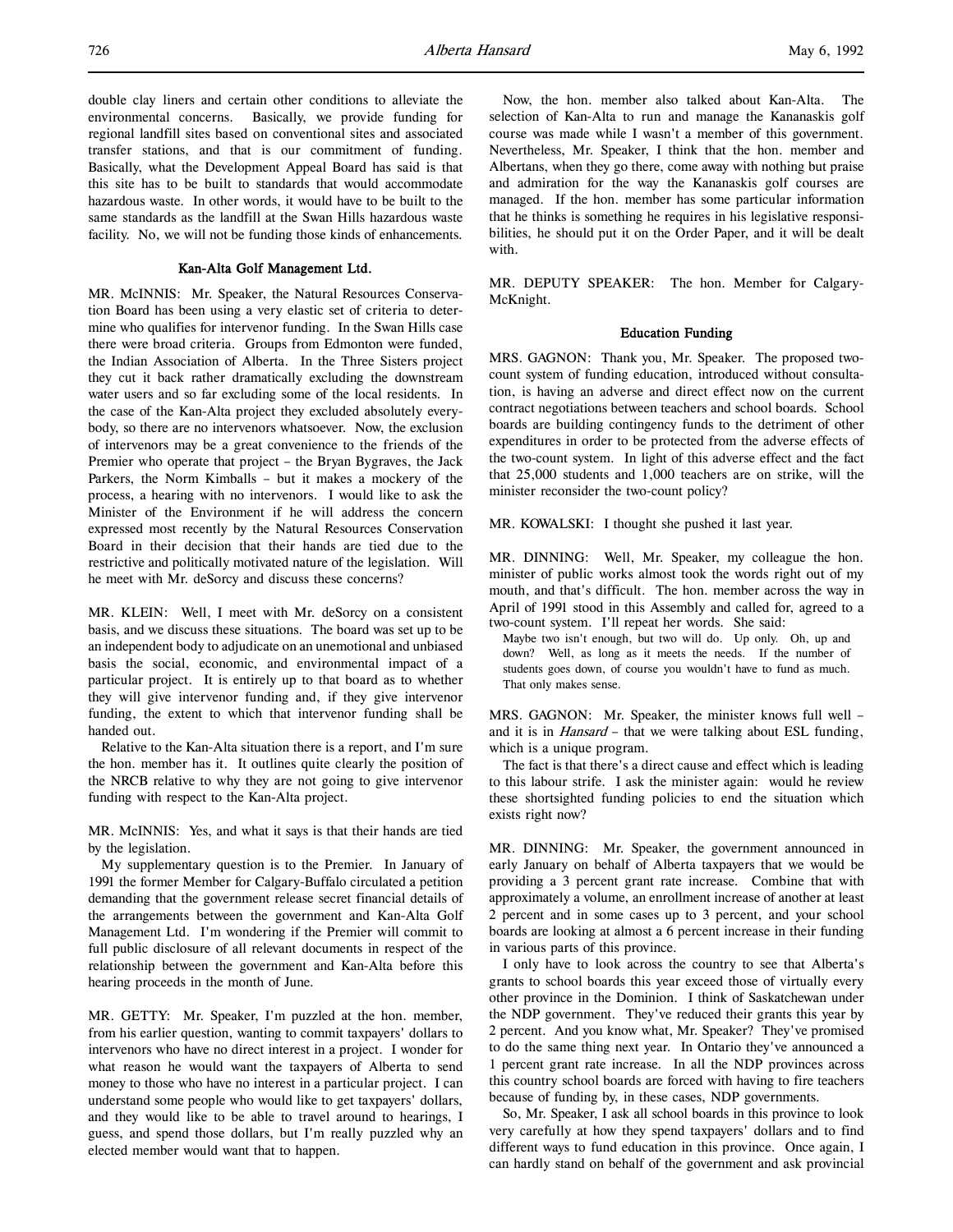double clay liners and certain other conditions to alleviate the environmental concerns. Basically, we provide funding for regional landfill sites based on conventional sites and associated transfer stations, and that is our commitment of funding. Basically, what the Development Appeal Board has said is that this site has to be built to standards that would accommodate hazardous waste. In other words, it would have to be built to the same standards as the landfill at the Swan Hills hazardous waste facility. No, we will not be funding those kinds of enhancements.

## Kan-Alta Golf Management Ltd.

MR. McINNIS: Mr. Speaker, the Natural Resources Conservation Board has been using a very elastic set of criteria to determine who qualifies for intervenor funding. In the Swan Hills case there were broad criteria. Groups from Edmonton were funded, the Indian Association of Alberta. In the Three Sisters project they cut it back rather dramatically excluding the downstream water users and so far excluding some of the local residents. In the case of the Kan-Alta project they excluded absolutely everybody, so there are no intervenors whatsoever. Now, the exclusion of intervenors may be a great convenience to the friends of the Premier who operate that project – the Bryan Bygraves, the Jack Parkers, the Norm Kimballs – but it makes a mockery of the process, a hearing with no intervenors. I would like to ask the Minister of the Environment if he will address the concern expressed most recently by the Natural Resources Conservation Board in their decision that their hands are tied due to the restrictive and politically motivated nature of the legislation. Will he meet with Mr. deSorcy and discuss these concerns?

MR. KLEIN: Well, I meet with Mr. deSorcy on a consistent basis, and we discuss these situations. The board was set up to be an independent body to adjudicate on an unemotional and unbiased basis the social, economic, and environmental impact of a particular project. It is entirely up to that board as to whether they will give intervenor funding and, if they give intervenor funding, the extent to which that intervenor funding shall be handed out.

Relative to the Kan-Alta situation there is a report, and I'm sure the hon. member has it. It outlines quite clearly the position of the NRCB relative to why they are not going to give intervenor funding with respect to the Kan-Alta project.

MR. McINNIS: Yes, and what it says is that their hands are tied by the legislation.

My supplementary question is to the Premier. In January of 1991 the former Member for Calgary-Buffalo circulated a petition demanding that the government release secret financial details of the arrangements between the government and Kan-Alta Golf Management Ltd. I'm wondering if the Premier will commit to full public disclosure of all relevant documents in respect of the relationship between the government and Kan-Alta before this hearing proceeds in the month of June.

MR. GETTY: Mr. Speaker, I'm puzzled at the hon. member, from his earlier question, wanting to commit taxpayers' dollars to intervenors who have no direct interest in a project. I wonder for what reason he would want the taxpayers of Alberta to send money to those who have no interest in a particular project. I can understand some people who would like to get taxpayers' dollars, and they would like to be able to travel around to hearings, I guess, and spend those dollars, but I'm really puzzled why an elected member would want that to happen.

Now, the hon. member also talked about Kan-Alta. The selection of Kan-Alta to run and manage the Kananaskis golf course was made while I wasn't a member of this government. Nevertheless, Mr. Speaker, I think that the hon. member and Albertans, when they go there, come away with nothing but praise and admiration for the way the Kananaskis golf courses are managed. If the hon. member has some particular information that he thinks is something he requires in his legislative responsibilities, he should put it on the Order Paper, and it will be dealt with.

MR. DEPUTY SPEAKER: The hon. Member for Calgary-McKnight.

## Education Funding

MRS. GAGNON: Thank you, Mr. Speaker. The proposed two-count system of funding education, introduced without consultation, is having an adverse and direct effect now on the current contract negotiations between teachers and school boards. School boards are building contingency funds to the detriment of other expenditures in order to be protected from the adverse effects of the two-count system. In light of this adverse effect and the fact that 25,000 students and 1,000 teachers are on strike, will the minister reconsider the two-count policy?

MR. KOWALSKI: I thought she pushed it last year.

MR. DINNING: Well, Mr. Speaker, my colleague the hon. minister of public works almost took the words right out of my mouth, and that's difficult. The hon. member across the way in April of 1991 stood in this Assembly and called for, agreed to a two-count system. I'll repeat her words. She said:

> Maybe two isn't enough, but two will do. Up only. Oh, up and down? Well, as long as it meets the needs. If the number of students goes down, of course you wouldn't have to fund as much. That only makes sense.

MRS. GAGNON: Mr. Speaker, the minister knows full well – and it is in *Hansard* – that we were talking about ESL funding, which is a unique program.

The fact is that there's a direct cause and effect which is leading to this labour strife. I ask the minister again: would he review these shortsighted funding policies to end the situation which exists right now?

MR. DINNING: Mr. Speaker, the government announced in early January on behalf of Alberta taxpayers that we would be providing a 3 percent grant rate increase. Combine that with approximately a volume, an enrollment increase of another at least 2 percent and in some cases up to 3 percent, and your school boards are looking at almost a 6 percent increase in their funding in various parts of this province.

I only have to look across the country to see that Alberta's grants to school boards this year exceed those of virtually every other province in the Dominion. I think of Saskatchewan under the NDP government. They've reduced their grants this year by 2 percent. And you know what, Mr. Speaker? They've promised to do the same thing next year. In Ontario they've announced a 1 percent grant rate increase. In all the NDP provinces across this country school boards are forced with having to fire teachers because of funding by, in these cases, NDP governments.

So, Mr. Speaker, I ask all school boards in this province to look very carefully at how they spend taxpayers' dollars and to find different ways to fund education in this province. Once again, I can hardly stand on behalf of the government and ask provincial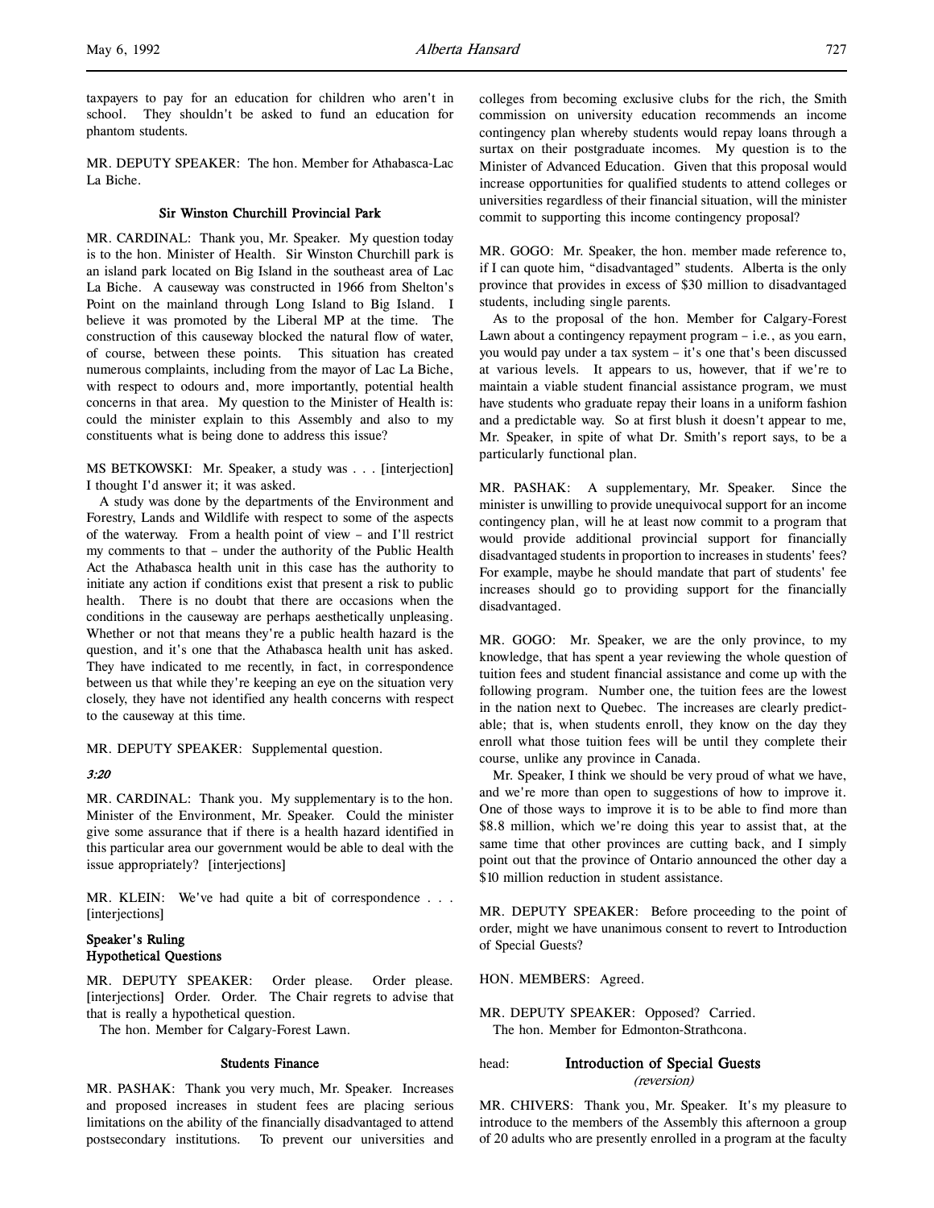taxpayers to pay for an education for children who aren't in school. They shouldn't be asked to fund an education for phantom students.

MR. DEPUTY SPEAKER: The hon. Member for Athabasca-Lac La Biche.

### Sir Winston Churchill Provincial Park

MR. CARDINAL: Thank you, Mr. Speaker. My question today is to the hon. Minister of Health. Sir Winston Churchill park is an island park located on Big Island in the southeast area of Lac La Biche. A causeway was constructed in 1966 from Shelton's Point on the mainland through Long Island to Big Island. I believe it was promoted by the Liberal MP at the time. The construction of this causeway blocked the natural flow of water, of course, between these points. This situation has created numerous complaints, including from the mayor of Lac La Biche, with respect to odours and, more importantly, potential health concerns in that area. My question to the Minister of Health is: could the minister explain to this Assembly and also to my constituents what is being done to address this issue?

MS BETKOWSKI: Mr. Speaker, a study was . . . [interjection] I thought I'd answer it; it was asked.

A study was done by the departments of the Environment and Forestry, Lands and Wildlife with respect to some of the aspects of the waterway. From a health point of view – and I'll restrict my comments to that – under the authority of the Public Health Act the Athabasca health unit in this case has the authority to initiate any action if conditions exist that present a risk to public health. There is no doubt that there are occasions when the conditions in the causeway are perhaps aesthetically unpleasing. Whether or not that means they're a public health hazard is the question, and it's one that the Athabasca health unit has asked. They have indicated to me recently, in fact, in correspondence between us that while they're keeping an eye on the situation very closely, they have not identified any health concerns with respect to the causeway at this time.

MR. DEPUTY SPEAKER: Supplemental question.

*3:20*

MR. CARDINAL: Thank you. My supplementary is to the hon. Minister of the Environment, Mr. Speaker. Could the minister give some assurance that if there is a health hazard identified in this particular area our government would be able to deal with the issue appropriately? [interjections]

MR. KLEIN: We've had quite a bit of correspondence . . . [interjections]

### Speaker's Ruling
### Hypothetical Questions

MR. DEPUTY SPEAKER: Order please. Order please. [interjections] Order. Order. The Chair regrets to advise that that is really a hypothetical question.

The hon. Member for Calgary-Forest Lawn.

### Students Finance

MR. PASHAK: Thank you very much, Mr. Speaker. Increases and proposed increases in student fees are placing serious limitations on the ability of the financially disadvantaged to attend postsecondary institutions. To prevent our universities and colleges from becoming exclusive clubs for the rich, the Smith commission on university education recommends an income contingency plan whereby students would repay loans through a surtax on their postgraduate incomes. My question is to the Minister of Advanced Education. Given that this proposal would increase opportunities for qualified students to attend colleges or universities regardless of their financial situation, will the minister commit to supporting this income contingency proposal?

MR. GOGO: Mr. Speaker, the hon. member made reference to, if I can quote him, "disadvantaged" students. Alberta is the only province that provides in excess of $30 million to disadvantaged students, including single parents.

As to the proposal of the hon. Member for Calgary-Forest Lawn about a contingency repayment program – i.e., as you earn, you would pay under a tax system – it's one that's been discussed at various levels. It appears to us, however, that if we're to maintain a viable student financial assistance program, we must have students who graduate repay their loans in a uniform fashion and a predictable way. So at first blush it doesn't appear to me, Mr. Speaker, in spite of what Dr. Smith's report says, to be a particularly functional plan.

MR. PASHAK: A supplementary, Mr. Speaker. Since the minister is unwilling to provide unequivocal support for an income contingency plan, will he at least now commit to a program that would provide additional provincial support for financially disadvantaged students in proportion to increases in students' fees? For example, maybe he should mandate that part of students' fee increases should go to providing support for the financially disadvantaged.

MR. GOGO: Mr. Speaker, we are the only province, to my knowledge, that has spent a year reviewing the whole question of tuition fees and student financial assistance and come up with the following program. Number one, the tuition fees are the lowest in the nation next to Quebec. The increases are clearly predictable; that is, when students enroll, they know on the day they enroll what those tuition fees will be until they complete their course, unlike any province in Canada.

Mr. Speaker, I think we should be very proud of what we have, and we're more than open to suggestions of how to improve it. One of those ways to improve it is to be able to find more than $8.8 million, which we're doing this year to assist that, at the same time that other provinces are cutting back, and I simply point out that the province of Ontario announced the other day a $10 million reduction in student assistance.

MR. DEPUTY SPEAKER: Before proceeding to the point of order, might we have unanimous consent to revert to Introduction of Special Guests?

HON. MEMBERS: Agreed.

MR. DEPUTY SPEAKER: Opposed? Carried.

The hon. Member for Edmonton-Strathcona.

head: **Introduction of Special Guests**
*(reversion)*

MR. CHIVERS: Thank you, Mr. Speaker. It's my pleasure to introduce to the members of the Assembly this afternoon a group of 20 adults who are presently enrolled in a program at the faculty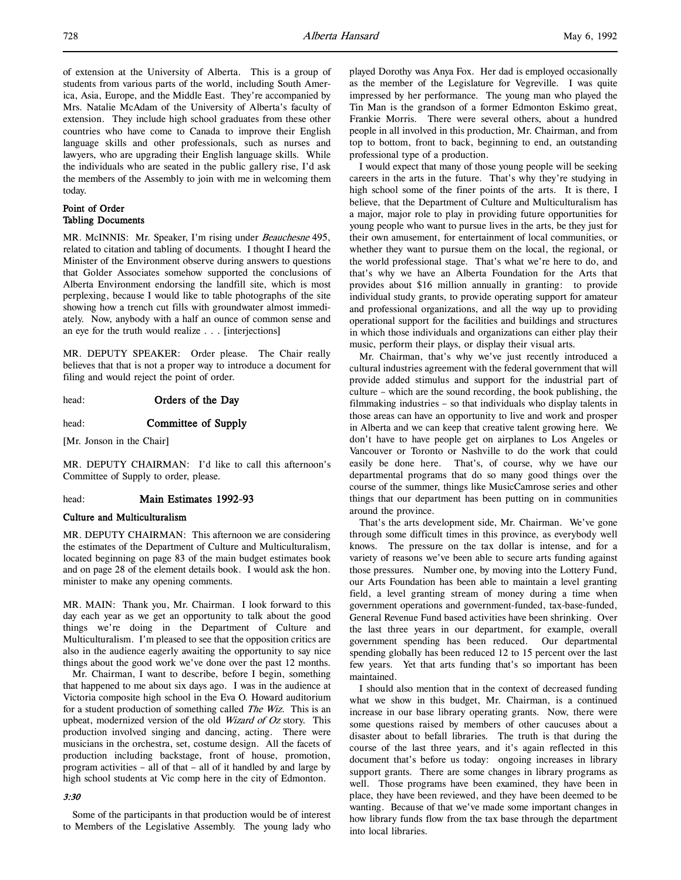of extension at the University of Alberta. This is a group of students from various parts of the world, including South America, Asia, Europe, and the Middle East. They're accompanied by Mrs. Natalie McAdam of the University of Alberta's faculty of extension. They include high school graduates from these other countries who have come to Canada to improve their English language skills and other professionals, such as nurses and lawyers, who are upgrading their English language skills. While the individuals who are seated in the public gallery rise, I'd ask the members of the Assembly to join with me in welcoming them today.

**Point of Order**
**Tabling Documents**

MR. McINNIS: Mr. Speaker, I'm rising under *Beauchesne* 495, related to citation and tabling of documents. I thought I heard the Minister of the Environment observe during answers to questions that Golder Associates somehow supported the conclusions of Alberta Environment endorsing the landfill site, which is most perplexing, because I would like to table photographs of the site showing how a trench cut fills with groundwater almost immediately. Now, anybody with a half an ounce of common sense and an eye for the truth would realize . . . [interjections]

MR. DEPUTY SPEAKER: Order please. The Chair really believes that that is not a proper way to introduce a document for filing and would reject the point of order.

head: **Orders of the Day**

head: **Committee of Supply**

[Mr. Jonson in the Chair]

MR. DEPUTY CHAIRMAN: I'd like to call this afternoon's Committee of Supply to order, please.

head: **Main Estimates 1992-93**

**Culture and Multiculturalism**

MR. DEPUTY CHAIRMAN: This afternoon we are considering the estimates of the Department of Culture and Multiculturalism, located beginning on page 83 of the main budget estimates book and on page 28 of the element details book. I would ask the hon. minister to make any opening comments.

MR. MAIN: Thank you, Mr. Chairman. I look forward to this day each year as we get an opportunity to talk about the good things we're doing in the Department of Culture and Multiculturalism. I'm pleased to see that the opposition critics are also in the audience eagerly awaiting the opportunity to say nice things about the good work we've done over the past 12 months.

Mr. Chairman, I want to describe, before I begin, something that happened to me about six days ago. I was in the audience at Victoria composite high school in the Eva O. Howard auditorium for a student production of something called *The Wiz*. This is an upbeat, modernized version of the old *Wizard of Oz* story. This production involved singing and dancing, acting. There were musicians in the orchestra, set, costume design. All the facets of production including backstage, front of house, promotion, program activities – all of that – all of it handled by and large by high school students at Vic comp here in the city of Edmonton.

*3:30*

Some of the participants in that production would be of interest to Members of the Legislative Assembly. The young lady who played Dorothy was Anya Fox. Her dad is employed occasionally as the member of the Legislature for Vegreville. I was quite impressed by her performance. The young man who played the Tin Man is the grandson of a former Edmonton Eskimo great, Frankie Morris. There were several others, about a hundred people in all involved in this production, Mr. Chairman, and from top to bottom, front to back, beginning to end, an outstanding professional type of a production.

I would expect that many of those young people will be seeking careers in the arts in the future. That's why they're studying in high school some of the finer points of the arts. It is there, I believe, that the Department of Culture and Multiculturalism has a major, major role to play in providing future opportunities for young people who want to pursue lives in the arts, be they just for their own amusement, for entertainment of local communities, or whether they want to pursue them on the local, the regional, or the world professional stage. That's what we're here to do, and that's why we have an Alberta Foundation for the Arts that provides about $16 million annually in granting: to provide individual study grants, to provide operating support for amateur and professional organizations, and all the way up to providing operational support for the facilities and buildings and structures in which those individuals and organizations can either play their music, perform their plays, or display their visual arts.

Mr. Chairman, that's why we've just recently introduced a cultural industries agreement with the federal government that will provide added stimulus and support for the industrial part of culture – which are the sound recording, the book publishing, the filmmaking industries – so that individuals who display talents in those areas can have an opportunity to live and work and prosper in Alberta and we can keep that creative talent growing here. We don't have to have people get on airplanes to Los Angeles or Vancouver or Toronto or Nashville to do the work that could easily be done here. That's, of course, why we have our departmental programs that do so many good things over the course of the summer, things like MusicCamrose series and other things that our department has been putting on in communities around the province.

That's the arts development side, Mr. Chairman. We've gone through some difficult times in this province, as everybody well knows. The pressure on the tax dollar is intense, and for a variety of reasons we've been able to secure arts funding against those pressures. Number one, by moving into the Lottery Fund, our Arts Foundation has been able to maintain a level granting field, a level granting stream of money during a time when government operations and government-funded, tax-base-funded, General Revenue Fund based activities have been shrinking. Over the last three years in our department, for example, overall government spending has been reduced. Our departmental spending globally has been reduced 12 to 15 percent over the last few years. Yet that arts funding that's so important has been maintained.

I should also mention that in the context of decreased funding what we show in this budget, Mr. Chairman, is a continued increase in our base library operating grants. Now, there were some questions raised by members of other caucuses about a disaster about to befall libraries. The truth is that during the course of the last three years, and it's again reflected in this document that's before us today: ongoing increases in library support grants. There are some changes in library programs as well. Those programs have been examined, they have been in place, they have been reviewed, and they have been deemed to be wanting. Because of that we've made some important changes in how library funds flow from the tax base through the department into local libraries.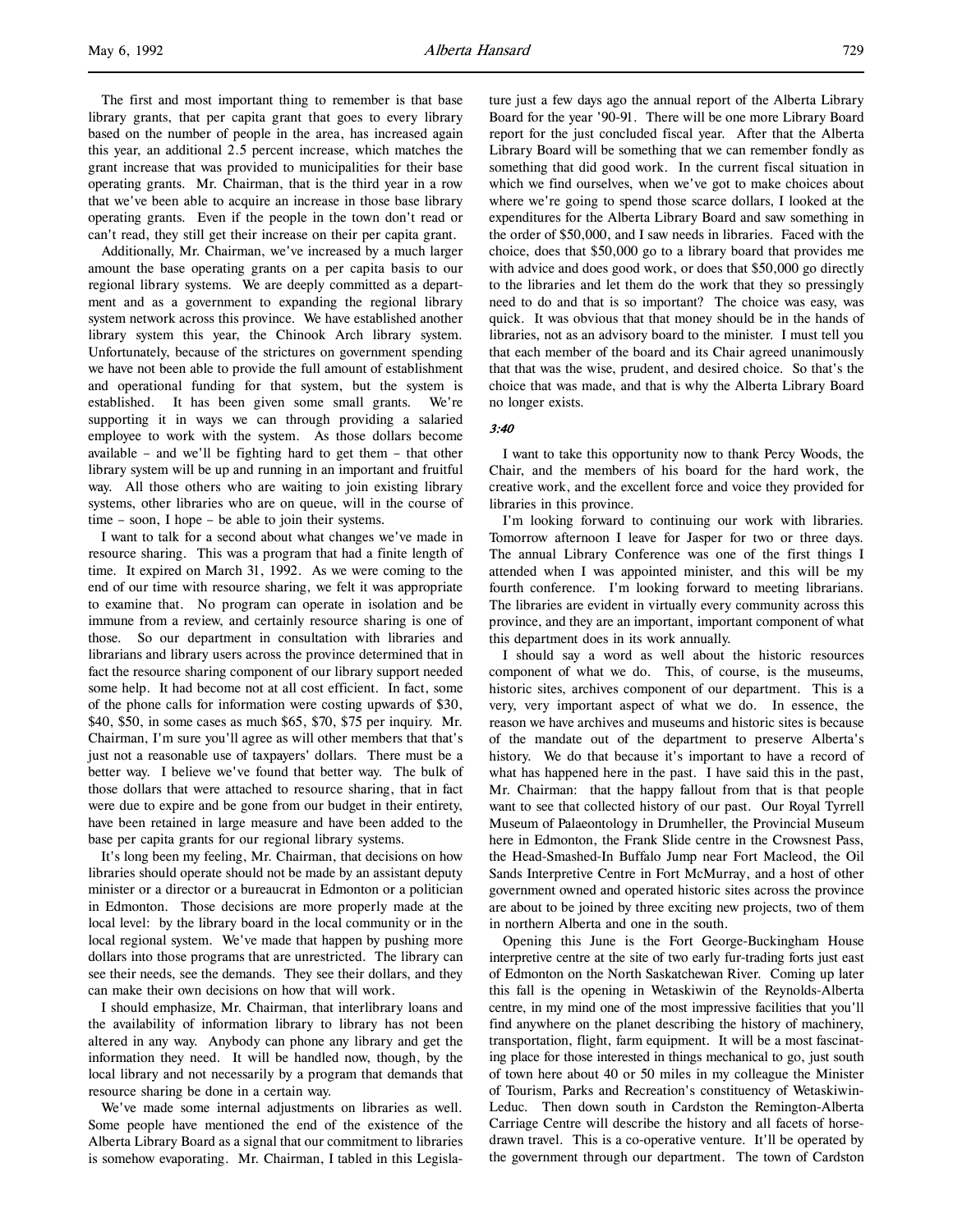The first and most important thing to remember is that base library grants, that per capita grant that goes to every library based on the number of people in the area, has increased again this year, an additional 2.5 percent increase, which matches the grant increase that was provided to municipalities for their base operating grants. Mr. Chairman, that is the third year in a row that we've been able to acquire an increase in those base library operating grants. Even if the people in the town don't read or can't read, they still get their increase on their per capita grant.

Additionally, Mr. Chairman, we've increased by a much larger amount the base operating grants on a per capita basis to our regional library systems. We are deeply committed as a department and as a government to expanding the regional library system network across this province. We have established another library system this year, the Chinook Arch library system. Unfortunately, because of the strictures on government spending we have not been able to provide the full amount of establishment and operational funding for that system, but the system is established. It has been given some small grants. We're supporting it in ways we can through providing a salaried employee to work with the system. As those dollars become available – and we'll be fighting hard to get them – that other library system will be up and running in an important and fruitful way. All those others who are waiting to join existing library systems, other libraries who are on queue, will in the course of time – soon, I hope – be able to join their systems.

I want to talk for a second about what changes we've made in resource sharing. This was a program that had a finite length of time. It expired on March 31, 1992. As we were coming to the end of our time with resource sharing, we felt it was appropriate to examine that. No program can operate in isolation and be immune from a review, and certainly resource sharing is one of those. So our department in consultation with libraries and librarians and library users across the province determined that in fact the resource sharing component of our library support needed some help. It had become not at all cost efficient. In fact, some of the phone calls for information were costing upwards of $30, $40, $50, in some cases as much $65, $70, $75 per inquiry. Mr. Chairman, I'm sure you'll agree as will other members that that's just not a reasonable use of taxpayers' dollars. There must be a better way. I believe we've found that better way. The bulk of those dollars that were attached to resource sharing, that in fact were due to expire and be gone from our budget in their entirety, have been retained in large measure and have been added to the base per capita grants for our regional library systems.

It's long been my feeling, Mr. Chairman, that decisions on how libraries should operate should not be made by an assistant deputy minister or a director or a bureaucrat in Edmonton or a politician in Edmonton. Those decisions are more properly made at the local level: by the library board in the local community or in the local regional system. We've made that happen by pushing more dollars into those programs that are unrestricted. The library can see their needs, see the demands. They see their dollars, and they can make their own decisions on how that will work.

I should emphasize, Mr. Chairman, that interlibrary loans and the availability of information library to library has not been altered in any way. Anybody can phone any library and get the information they need. It will be handled now, though, by the local library and not necessarily by a program that demands that resource sharing be done in a certain way.

We've made some internal adjustments on libraries as well. Some people have mentioned the end of the existence of the Alberta Library Board as a signal that our commitment to libraries is somehow evaporating. Mr. Chairman, I tabled in this Legislature just a few days ago the annual report of the Alberta Library Board for the year '90-91. There will be one more Library Board report for the just concluded fiscal year. After that the Alberta Library Board will be something that we can remember fondly as something that did good work. In the current fiscal situation in which we find ourselves, when we've got to make choices about where we're going to spend those scarce dollars, I looked at the expenditures for the Alberta Library Board and saw something in the order of $50,000, and I saw needs in libraries. Faced with the choice, does that $50,000 go to a library board that provides me with advice and does good work, or does that $50,000 go directly to the libraries and let them do the work that they so pressingly need to do and that is so important? The choice was easy, was quick. It was obvious that that money should be in the hands of libraries, not as an advisory board to the minister. I must tell you that each member of the board and its Chair agreed unanimously that that was the wise, prudent, and desired choice. So that's the choice that was made, and that is why the Alberta Library Board no longer exists.

*3:40*

I want to take this opportunity now to thank Percy Woods, the Chair, and the members of his board for the hard work, the creative work, and the excellent force and voice they provided for libraries in this province.

I'm looking forward to continuing our work with libraries. Tomorrow afternoon I leave for Jasper for two or three days. The annual Library Conference was one of the first things I attended when I was appointed minister, and this will be my fourth conference. I'm looking forward to meeting librarians. The libraries are evident in virtually every community across this province, and they are an important, important component of what this department does in its work annually.

I should say a word as well about the historic resources component of what we do. This, of course, is the museums, historic sites, archives component of our department. This is a very, very important aspect of what we do. In essence, the reason we have archives and museums and historic sites is because of the mandate out of the department to preserve Alberta's history. We do that because it's important to have a record of what has happened here in the past. I have said this in the past, Mr. Chairman: that the happy fallout from that is that people want to see that collected history of our past. Our Royal Tyrrell Museum of Palaeontology in Drumheller, the Provincial Museum here in Edmonton, the Frank Slide centre in the Crowsnest Pass, the Head-Smashed-In Buffalo Jump near Fort Macleod, the Oil Sands Interpretive Centre in Fort McMurray, and a host of other government owned and operated historic sites across the province are about to be joined by three exciting new projects, two of them in northern Alberta and one in the south.

Opening this June is the Fort George-Buckingham House interpretive centre at the site of two early fur-trading forts just east of Edmonton on the North Saskatchewan River. Coming up later this fall is the opening in Wetaskiwin of the Reynolds-Alberta centre, in my mind one of the most impressive facilities that you'll find anywhere on the planet describing the history of machinery, transportation, flight, farm equipment. It will be a most fascinating place for those interested in things mechanical to go, just south of town here about 40 or 50 miles in my colleague the Minister of Tourism, Parks and Recreation's constituency of Wetaskiwin-Leduc. Then down south in Cardston the Remington-Alberta Carriage Centre will describe the history and all facets of horse-drawn travel. This is a co-operative venture. It'll be operated by the government through our department. The town of Cardston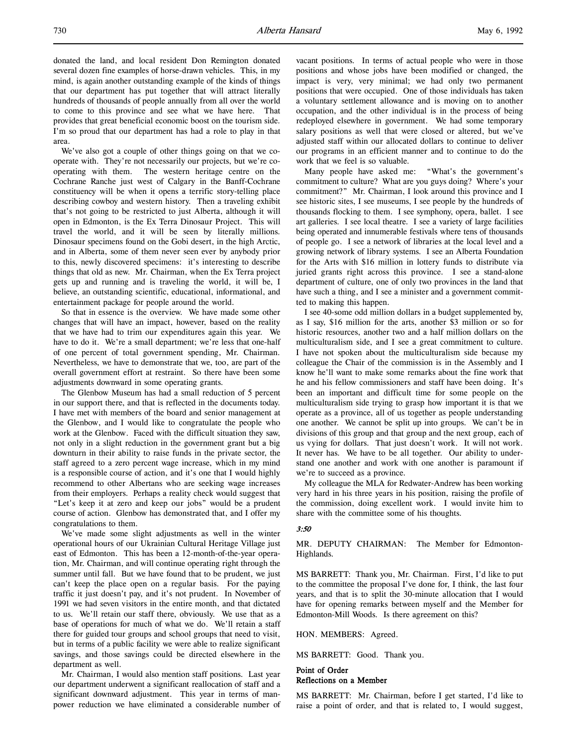donated the land, and local resident Don Remington donated several dozen fine examples of horse-drawn vehicles. This, in my mind, is again another outstanding example of the kinds of things that our department has put together that will attract literally hundreds of thousands of people annually from all over the world to come to this province and see what we have here. That provides that great beneficial economic boost on the tourism side. I'm so proud that our department has had a role to play in that area.

We've also got a couple of other things going on that we cooperate with. They're not necessarily our projects, but we're cooperating with them. The western heritage centre on the Cochrane Ranche just west of Calgary in the Banff-Cochrane constituency will be when it opens a terrific story-telling place describing cowboy and western history. Then a traveling exhibit that's not going to be restricted to just Alberta, although it will open in Edmonton, is the Ex Terra Dinosaur Project. This will travel the world, and it will be seen by literally millions. Dinosaur specimens found on the Gobi desert, in the high Arctic, and in Alberta, some of them never seen ever by anybody prior to this, newly discovered specimens: it's interesting to describe things that old as new. Mr. Chairman, when the Ex Terra project gets up and running and is traveling the world, it will be, I believe, an outstanding scientific, educational, informational, and entertainment package for people around the world.

So that in essence is the overview. We have made some other changes that will have an impact, however, based on the reality that we have had to trim our expenditures again this year. We have to do it. We're a small department; we're less that one-half of one percent of total government spending, Mr. Chairman. Nevertheless, we have to demonstrate that we, too, are part of the overall government effort at restraint. So there have been some adjustments downward in some operating grants.

The Glenbow Museum has had a small reduction of 5 percent in our support there, and that is reflected in the documents today. I have met with members of the board and senior management at the Glenbow, and I would like to congratulate the people who work at the Glenbow. Faced with the difficult situation they saw, not only in a slight reduction in the government grant but a big downturn in their ability to raise funds in the private sector, the staff agreed to a zero percent wage increase, which in my mind is a responsible course of action, and it's one that I would highly recommend to other Albertans who are seeking wage increases from their employers. Perhaps a reality check would suggest that "Let's keep it at zero and keep our jobs" would be a prudent course of action. Glenbow has demonstrated that, and I offer my congratulations to them.

We've made some slight adjustments as well in the winter operational hours of our Ukrainian Cultural Heritage Village just east of Edmonton. This has been a 12-month-of-the-year operation, Mr. Chairman, and will continue operating right through the summer until fall. But we have found that to be prudent, we just can't keep the place open on a regular basis. For the paying traffic it just doesn't pay, and it's not prudent. In November of 1991 we had seven visitors in the entire month, and that dictated to us. We'll retain our staff there, obviously. We use that as a base of operations for much of what we do. We'll retain a staff there for guided tour groups and school groups that need to visit, but in terms of a public facility we were able to realize significant savings, and those savings could be directed elsewhere in the department as well.

Mr. Chairman, I would also mention staff positions. Last year our department underwent a significant reallocation of staff and a significant downward adjustment. This year in terms of manpower reduction we have eliminated a considerable number of vacant positions. In terms of actual people who were in those positions and whose jobs have been modified or changed, the impact is very, very minimal; we had only two permanent positions that were occupied. One of those individuals has taken a voluntary settlement allowance and is moving on to another occupation, and the other individual is in the process of being redeployed elsewhere in government. We had some temporary salary positions as well that were closed or altered, but we've adjusted staff within our allocated dollars to continue to deliver our programs in an efficient manner and to continue to do the work that we feel is so valuable.

Many people have asked me: "What's the government's commitment to culture? What are you guys doing? Where's your commitment?" Mr. Chairman, I look around this province and I see historic sites, I see museums, I see people by the hundreds of thousands flocking to them. I see symphony, opera, ballet. I see art galleries. I see local theatre. I see a variety of large facilities being operated and innumerable festivals where tens of thousands of people go. I see a network of libraries at the local level and a growing network of library systems. I see an Alberta Foundation for the Arts with $16 million in lottery funds to distribute via juried grants right across this province. I see a stand-alone department of culture, one of only two provinces in the land that have such a thing, and I see a minister and a government committed to making this happen.

I see 40-some odd million dollars in a budget supplemented by, as I say, $16 million for the arts, another $3 million or so for historic resources, another two and a half million dollars on the multiculturalism side, and I see a great commitment to culture. I have not spoken about the multiculturalism side because my colleague the Chair of the commission is in the Assembly and I know he'll want to make some remarks about the fine work that he and his fellow commissioners and staff have been doing. It's been an important and difficult time for some people on the multiculturalism side trying to grasp how important it is that we operate as a province, all of us together as people understanding one another. We cannot be split up into groups. We can't be in divisions of this group and that group and the next group, each of us vying for dollars. That just doesn't work. It will not work. It never has. We have to be all together. Our ability to understand one another and work with one another is paramount if we're to succeed as a province.

My colleague the MLA for Redwater-Andrew has been working very hard in his three years in his position, raising the profile of the commission, doing excellent work. I would invite him to share with the committee some of his thoughts.

*3:50*

MR. DEPUTY CHAIRMAN: The Member for Edmonton-Highlands.

MS BARRETT: Thank you, Mr. Chairman. First, I'd like to put to the committee the proposal I've done for, I think, the last four years, and that is to split the 30-minute allocation that I would have for opening remarks between myself and the Member for Edmonton-Mill Woods. Is there agreement on this?

HON. MEMBERS: Agreed.

MS BARRETT: Good. Thank you.

**Point of Order**
**Reflections on a Member**

MS BARRETT: Mr. Chairman, before I get started, I'd like to raise a point of order, and that is related to, I would suggest,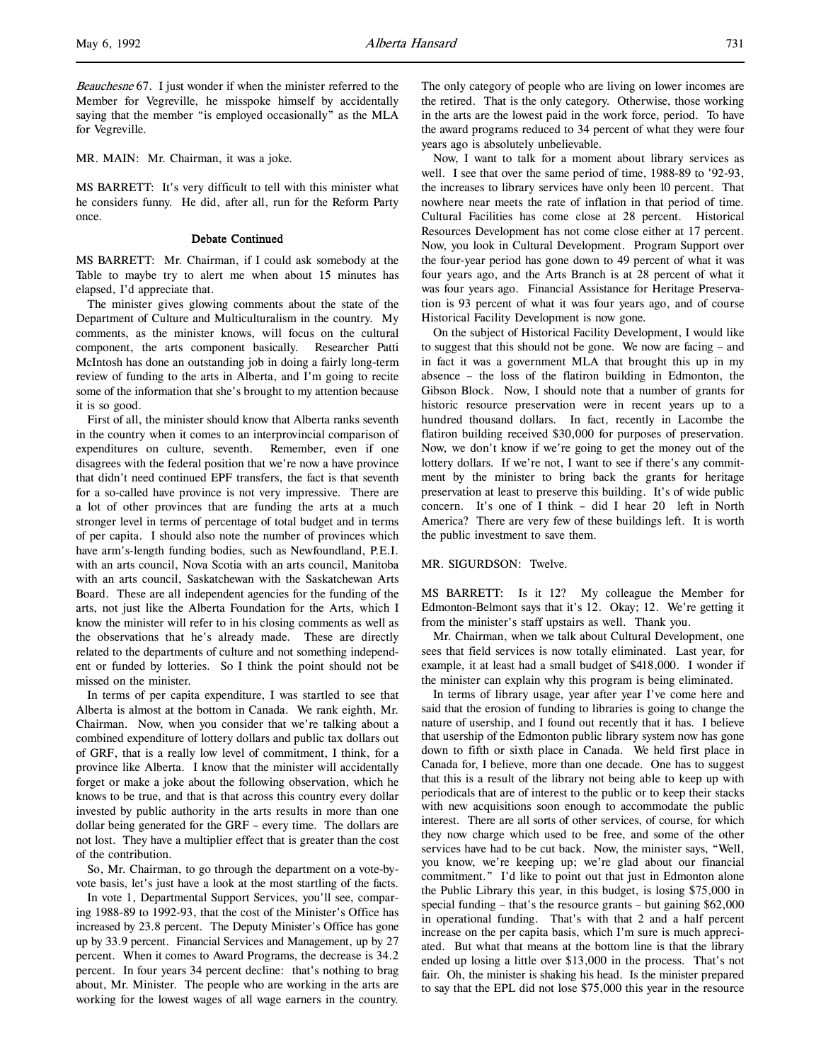*Beauchesne* 67. I just wonder if when the minister referred to the Member for Vegreville, he misspoke himself by accidentally saying that the member "is employed occasionally" as the MLA for Vegreville.

MR. MAIN: Mr. Chairman, it was a joke.

MS BARRETT: It's very difficult to tell with this minister what he considers funny. He did, after all, run for the Reform Party once.

### Debate Continued

MS BARRETT: Mr. Chairman, if I could ask somebody at the Table to maybe try to alert me when about 15 minutes has elapsed, I'd appreciate that.

The minister gives glowing comments about the state of the Department of Culture and Multiculturalism in the country. My comments, as the minister knows, will focus on the cultural component, the arts component basically. Researcher Patti McIntosh has done an outstanding job in doing a fairly long-term review of funding to the arts in Alberta, and I'm going to recite some of the information that she's brought to my attention because it is so good.

First of all, the minister should know that Alberta ranks seventh in the country when it comes to an interprovincial comparison of expenditures on culture, seventh. Remember, even if one disagrees with the federal position that we're now a have province that didn't need continued EPF transfers, the fact is that seventh for a so-called have province is not very impressive. There are a lot of other provinces that are funding the arts at a much stronger level in terms of percentage of total budget and in terms of per capita. I should also note the number of provinces which have arm's-length funding bodies, such as Newfoundland, P.E.I. with an arts council, Nova Scotia with an arts council, Manitoba with an arts council, Saskatchewan with the Saskatchewan Arts Board. These are all independent agencies for the funding of the arts, not just like the Alberta Foundation for the Arts, which I know the minister will refer to in his closing comments as well as the observations that he's already made. These are directly related to the departments of culture and not something independent or funded by lotteries. So I think the point should not be missed on the minister.

In terms of per capita expenditure, I was startled to see that Alberta is almost at the bottom in Canada. We rank eighth, Mr. Chairman. Now, when you consider that we're talking about a combined expenditure of lottery dollars and public tax dollars out of GRF, that is a really low level of commitment, I think, for a province like Alberta. I know that the minister will accidentally forget or make a joke about the following observation, which he knows to be true, and that is that across this country every dollar invested by public authority in the arts results in more than one dollar being generated for the GRF – every time. The dollars are not lost. They have a multiplier effect that is greater than the cost of the contribution.

So, Mr. Chairman, to go through the department on a vote-by-vote basis, let's just have a look at the most startling of the facts.

In vote 1, Departmental Support Services, you'll see, comparing 1988-89 to 1992-93, that the cost of the Minister's Office has increased by 23.8 percent. The Deputy Minister's Office has gone up by 33.9 percent. Financial Services and Management, up by 27 percent. When it comes to Award Programs, the decrease is 34.2 percent. In four years 34 percent decline: that's nothing to brag about, Mr. Minister. The people who are working in the arts are working for the lowest wages of all wage earners in the country. The only category of people who are living on lower incomes are the retired. That is the only category. Otherwise, those working in the arts are the lowest paid in the work force, period. To have the award programs reduced to 34 percent of what they were four years ago is absolutely unbelievable.

Now, I want to talk for a moment about library services as well. I see that over the same period of time, 1988-89 to '92-93, the increases to library services have only been 10 percent. That nowhere near meets the rate of inflation in that period of time. Cultural Facilities has come close at 28 percent. Historical Resources Development has not come close either at 17 percent. Now, you look in Cultural Development. Program Support over the four-year period has gone down to 49 percent of what it was four years ago, and the Arts Branch is at 28 percent of what it was four years ago. Financial Assistance for Heritage Preservation is 93 percent of what it was four years ago, and of course Historical Facility Development is now gone.

On the subject of Historical Facility Development, I would like to suggest that this should not be gone. We now are facing – and in fact it was a government MLA that brought this up in my absence – the loss of the flatiron building in Edmonton, the Gibson Block. Now, I should note that a number of grants for historic resource preservation were in recent years up to a hundred thousand dollars. In fact, recently in Lacombe the flatiron building received $30,000 for purposes of preservation. Now, we don't know if we're going to get the money out of the lottery dollars. If we're not, I want to see if there's any commitment by the minister to bring back the grants for heritage preservation at least to preserve this building. It's of wide public concern. It's one of I think – did I hear 20 left in North America? There are very few of these buildings left. It is worth the public investment to save them.

MR. SIGURDSON: Twelve.

MS BARRETT: Is it 12? My colleague the Member for Edmonton-Belmont says that it's 12. Okay; 12. We're getting it from the minister's staff upstairs as well. Thank you.

Mr. Chairman, when we talk about Cultural Development, one sees that field services is now totally eliminated. Last year, for example, it at least had a small budget of $418,000. I wonder if the minister can explain why this program is being eliminated.

In terms of library usage, year after year I've come here and said that the erosion of funding to libraries is going to change the nature of usership, and I found out recently that it has. I believe that usership of the Edmonton public library system now has gone down to fifth or sixth place in Canada. We held first place in Canada for, I believe, more than one decade. One has to suggest that this is a result of the library not being able to keep up with periodicals that are of interest to the public or to keep their stacks with new acquisitions soon enough to accommodate the public interest. There are all sorts of other services, of course, for which they now charge which used to be free, and some of the other services have had to be cut back. Now, the minister says, "Well, you know, we're keeping up; we're glad about our financial commitment." I'd like to point out that just in Edmonton alone the Public Library this year, in this budget, is losing $75,000 in special funding – that's the resource grants – but gaining $62,000 in operational funding. That's with that 2 and a half percent increase on the per capita basis, which I'm sure is much appreciated. But what that means at the bottom line is that the library ended up losing a little over $13,000 in the process. That's not fair. Oh, the minister is shaking his head. Is the minister prepared to say that the EPL did not lose $75,000 this year in the resource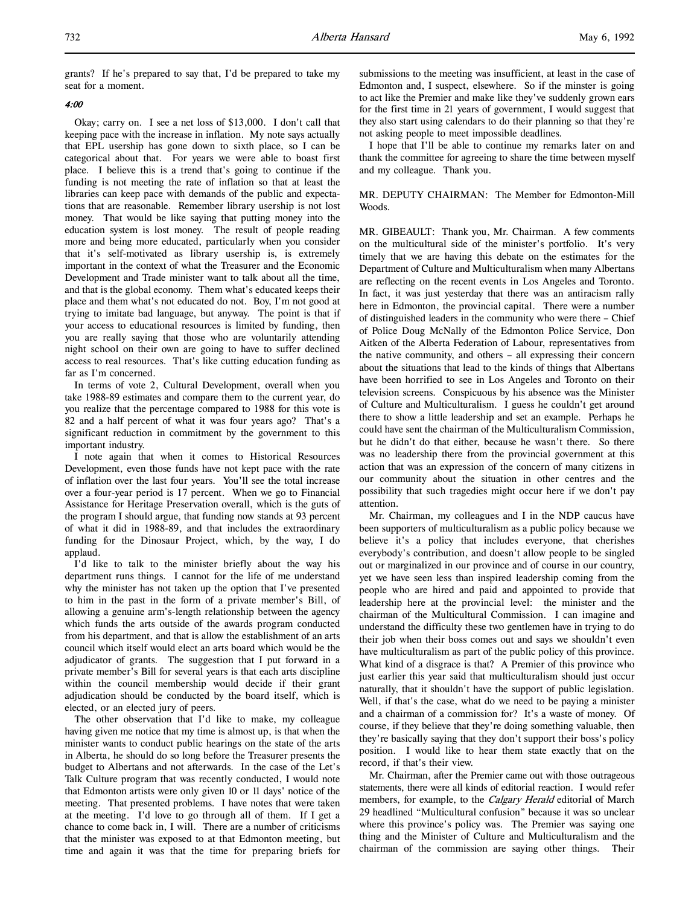grants? If he's prepared to say that, I'd be prepared to take my seat for a moment.

*4:00*

Okay; carry on. I see a net loss of $13,000. I don't call that keeping pace with the increase in inflation. My note says actually that EPL usership has gone down to sixth place, so I can be categorical about that. For years we were able to boast first place. I believe this is a trend that's going to continue if the funding is not meeting the rate of inflation so that at least the libraries can keep pace with demands of the public and expectations that are reasonable. Remember library usership is not lost money. That would be like saying that putting money into the education system is lost money. The result of people reading more and being more educated, particularly when you consider that it's self-motivated as library usership is, is extremely important in the context of what the Treasurer and the Economic Development and Trade minister want to talk about all the time, and that is the global economy. Them what's educated keeps their place and them what's not educated do not. Boy, I'm not good at trying to imitate bad language, but anyway. The point is that if your access to educational resources is limited by funding, then you are really saying that those who are voluntarily attending night school on their own are going to have to suffer declined access to real resources. That's like cutting education funding as far as I'm concerned.

In terms of vote 2, Cultural Development, overall when you take 1988-89 estimates and compare them to the current year, do you realize that the percentage compared to 1988 for this vote is 82 and a half percent of what it was four years ago? That's a significant reduction in commitment by the government to this important industry.

I note again that when it comes to Historical Resources Development, even those funds have not kept pace with the rate of inflation over the last four years. You'll see the total increase over a four-year period is 17 percent. When we go to Financial Assistance for Heritage Preservation overall, which is the guts of the program I should argue, that funding now stands at 93 percent of what it did in 1988-89, and that includes the extraordinary funding for the Dinosaur Project, which, by the way, I do applaud.

I'd like to talk to the minister briefly about the way his department runs things. I cannot for the life of me understand why the minister has not taken up the option that I've presented to him in the past in the form of a private member's Bill, of allowing a genuine arm's-length relationship between the agency which funds the arts outside of the awards program conducted from his department, and that is allow the establishment of an arts council which itself would elect an arts board which would be the adjudicator of grants. The suggestion that I put forward in a private member's Bill for several years is that each arts discipline within the council membership would decide if their grant adjudication should be conducted by the board itself, which is elected, or an elected jury of peers.

The other observation that I'd like to make, my colleague having given me notice that my time is almost up, is that when the minister wants to conduct public hearings on the state of the arts in Alberta, he should do so long before the Treasurer presents the budget to Albertans and not afterwards. In the case of the Let's Talk Culture program that was recently conducted, I would note that Edmonton artists were only given 10 or 11 days' notice of the meeting. That presented problems. I have notes that were taken at the meeting. I'd love to go through all of them. If I get a chance to come back in, I will. There are a number of criticisms that the minister was exposed to at that Edmonton meeting, but time and again it was that the time for preparing briefs for submissions to the meeting was insufficient, at least in the case of Edmonton and, I suspect, elsewhere. So if the minster is going to act like the Premier and make like they've suddenly grown ears for the first time in 21 years of government, I would suggest that they also start using calendars to do their planning so that they're not asking people to meet impossible deadlines.

I hope that I'll be able to continue my remarks later on and thank the committee for agreeing to share the time between myself and my colleague. Thank you.

MR. DEPUTY CHAIRMAN: The Member for Edmonton-Mill Woods.

MR. GIBEAULT: Thank you, Mr. Chairman. A few comments on the multicultural side of the minister's portfolio. It's very timely that we are having this debate on the estimates for the Department of Culture and Multiculturalism when many Albertans are reflecting on the recent events in Los Angeles and Toronto. In fact, it was just yesterday that there was an antiracism rally here in Edmonton, the provincial capital. There were a number of distinguished leaders in the community who were there – Chief of Police Doug McNally of the Edmonton Police Service, Don Aitken of the Alberta Federation of Labour, representatives from the native community, and others – all expressing their concern about the situations that lead to the kinds of things that Albertans have been horrified to see in Los Angeles and Toronto on their television screens. Conspicuous by his absence was the Minister of Culture and Multiculturalism. I guess he couldn't get around there to show a little leadership and set an example. Perhaps he could have sent the chairman of the Multiculturalism Commission, but he didn't do that either, because he wasn't there. So there was no leadership there from the provincial government at this action that was an expression of the concern of many citizens in our community about the situation in other centres and the possibility that such tragedies might occur here if we don't pay attention.

Mr. Chairman, my colleagues and I in the NDP caucus have been supporters of multiculturalism as a public policy because we believe it's a policy that includes everyone, that cherishes everybody's contribution, and doesn't allow people to be singled out or marginalized in our province and of course in our country, yet we have seen less than inspired leadership coming from the people who are hired and paid and appointed to provide that leadership here at the provincial level: the minister and the chairman of the Multicultural Commission. I can imagine and understand the difficulty these two gentlemen have in trying to do their job when their boss comes out and says we shouldn't even have multiculturalism as part of the public policy of this province. What kind of a disgrace is that? A Premier of this province who just earlier this year said that multiculturalism should just occur naturally, that it shouldn't have the support of public legislation. Well, if that's the case, what do we need to be paying a minister and a chairman of a commission for? It's a waste of money. Of course, if they believe that they're doing something valuable, then they're basically saying that they don't support their boss's policy position. I would like to hear them state exactly that on the record, if that's their view.

Mr. Chairman, after the Premier came out with those outrageous statements, there were all kinds of editorial reaction. I would refer members, for example, to the *Calgary Herald* editorial of March 29 headlined "Multicultural confusion" because it was so unclear where this province's policy was. The Premier was saying one thing and the Minister of Culture and Multiculturalism and the chairman of the commission are saying other things. Their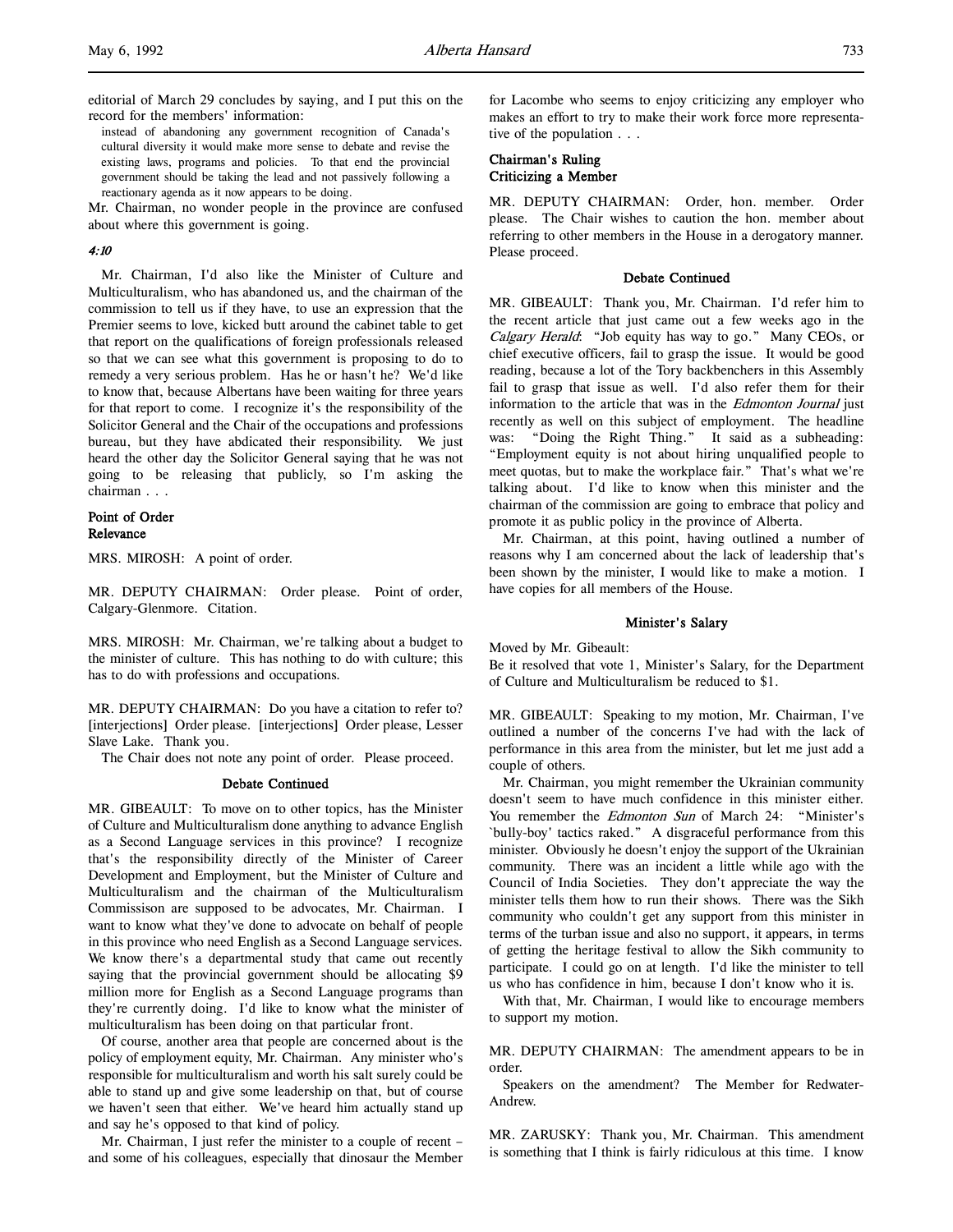editorial of March 29 concludes by saying, and I put this on the record for the members' information:

> instead of abandoning any government recognition of Canada's cultural diversity it would make more sense to debate and revise the existing laws, programs and policies. To that end the provincial government should be taking the lead and not passively following a reactionary agenda as it now appears to be doing.

Mr. Chairman, no wonder people in the province are confused about where this government is going.

*4:10*

Mr. Chairman, I'd also like the Minister of Culture and Multiculturalism, who has abandoned us, and the chairman of the commission to tell us if they have, to use an expression that the Premier seems to love, kicked butt around the cabinet table to get that report on the qualifications of foreign professionals released so that we can see what this government is proposing to do to remedy a very serious problem. Has he or hasn't he? We'd like to know that, because Albertans have been waiting for three years for that report to come. I recognize it's the responsibility of the Solicitor General and the Chair of the occupations and professions bureau, but they have abdicated their responsibility. We just heard the other day the Solicitor General saying that he was not going to be releasing that publicly, so I'm asking the chairman . . .

**Point of Order**
**Relevance**

MRS. MIROSH: A point of order.

MR. DEPUTY CHAIRMAN: Order please. Point of order, Calgary-Glenmore. Citation.

MRS. MIROSH: Mr. Chairman, we're talking about a budget to the minister of culture. This has nothing to do with culture; this has to do with professions and occupations.

MR. DEPUTY CHAIRMAN: Do you have a citation to refer to? [interjections] Order please. [interjections] Order please, Lesser Slave Lake. Thank you.

The Chair does not note any point of order. Please proceed.

**Debate Continued**

MR. GIBEAULT: To move on to other topics, has the Minister of Culture and Multiculturalism done anything to advance English as a Second Language services in this province? I recognize that's the responsibility directly of the Minister of Career Development and Employment, but the Minister of Culture and Multiculturalism and the chairman of the Multiculturalism Commissison are supposed to be advocates, Mr. Chairman. I want to know what they've done to advocate on behalf of people in this province who need English as a Second Language services. We know there's a departmental study that came out recently saying that the provincial government should be allocating $9 million more for English as a Second Language programs than they're currently doing. I'd like to know what the minister of multiculturalism has been doing on that particular front.

Of course, another area that people are concerned about is the policy of employment equity, Mr. Chairman. Any minister who's responsible for multiculturalism and worth his salt surely could be able to stand up and give some leadership on that, but of course we haven't seen that either. We've heard him actually stand up and say he's opposed to that kind of policy.

Mr. Chairman, I just refer the minister to a couple of recent – and some of his colleagues, especially that dinosaur the Member for Lacombe who seems to enjoy criticizing any employer who makes an effort to try to make their work force more representative of the population . . .

**Chairman's Ruling**
**Criticizing a Member**

MR. DEPUTY CHAIRMAN: Order, hon. member. Order please. The Chair wishes to caution the hon. member about referring to other members in the House in a derogatory manner. Please proceed.

**Debate Continued**

MR. GIBEAULT: Thank you, Mr. Chairman. I'd refer him to the recent article that just came out a few weeks ago in the *Calgary Herald*: "Job equity has way to go." Many CEOs, or chief executive officers, fail to grasp the issue. It would be good reading, because a lot of the Tory backbenchers in this Assembly fail to grasp that issue as well. I'd also refer them for their information to the article that was in the *Edmonton Journal* just recently as well on this subject of employment. The headline was: "Doing the Right Thing." It said as a subheading: "Employment equity is not about hiring unqualified people to meet quotas, but to make the workplace fair." That's what we're talking about. I'd like to know when this minister and the chairman of the commission are going to embrace that policy and promote it as public policy in the province of Alberta.

Mr. Chairman, at this point, having outlined a number of reasons why I am concerned about the lack of leadership that's been shown by the minister, I would like to make a motion. I have copies for all members of the House.

**Minister's Salary**

Moved by Mr. Gibeault:
Be it resolved that vote 1, Minister's Salary, for the Department of Culture and Multiculturalism be reduced to $1.

MR. GIBEAULT: Speaking to my motion, Mr. Chairman, I've outlined a number of the concerns I've had with the lack of performance in this area from the minister, but let me just add a couple of others.

Mr. Chairman, you might remember the Ukrainian community doesn't seem to have much confidence in this minister either. You remember the *Edmonton Sun* of March 24: "Minister's 'bully-boy' tactics raked." A disgraceful performance from this minister. Obviously he doesn't enjoy the support of the Ukrainian community. There was an incident a little while ago with the Council of India Societies. They don't appreciate the way the minister tells them how to run their shows. There was the Sikh community who couldn't get any support from this minister in terms of the turban issue and also no support, it appears, in terms of getting the heritage festival to allow the Sikh community to participate. I could go on at length. I'd like the minister to tell us who has confidence in him, because I don't know who it is.

With that, Mr. Chairman, I would like to encourage members to support my motion.

MR. DEPUTY CHAIRMAN: The amendment appears to be in order.

Speakers on the amendment? The Member for Redwater-Andrew.

MR. ZARUSKY: Thank you, Mr. Chairman. This amendment is something that I think is fairly ridiculous at this time. I know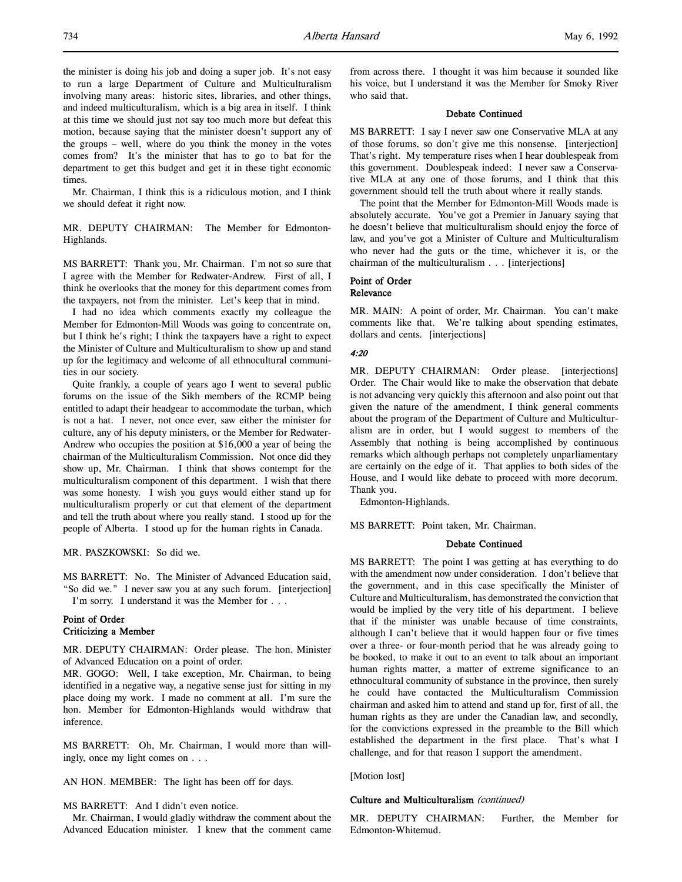the minister is doing his job and doing a super job. It's not easy to run a large Department of Culture and Multiculturalism involving many areas: historic sites, libraries, and other things, and indeed multiculturalism, which is a big area in itself. I think at this time we should just not say too much more but defeat this motion, because saying that the minister doesn't support any of the groups – well, where do you think the money in the votes comes from? It's the minister that has to go to bat for the department to get this budget and get it in these tight economic times.

Mr. Chairman, I think this is a ridiculous motion, and I think we should defeat it right now.

MR. DEPUTY CHAIRMAN: The Member for Edmonton-Highlands.

MS BARRETT: Thank you, Mr. Chairman. I'm not so sure that I agree with the Member for Redwater-Andrew. First of all, I think he overlooks that the money for this department comes from the taxpayers, not from the minister. Let's keep that in mind.

I had no idea which comments exactly my colleague the Member for Edmonton-Mill Woods was going to concentrate on, but I think he's right; I think the taxpayers have a right to expect the Minister of Culture and Multiculturalism to show up and stand up for the legitimacy and welcome of all ethnocultural communities in our society.

Quite frankly, a couple of years ago I went to several public forums on the issue of the Sikh members of the RCMP being entitled to adapt their headgear to accommodate the turban, which is not a hat. I never, not once ever, saw either the minister for culture, any of his deputy ministers, or the Member for Redwater-Andrew who occupies the position at $16,000 a year of being the chairman of the Multiculturalism Commission. Not once did they show up, Mr. Chairman. I think that shows contempt for the multiculturalism component of this department. I wish that there was some honesty. I wish you guys would either stand up for multiculturalism properly or cut that element of the department and tell the truth about where you really stand. I stood up for the people of Alberta. I stood up for the human rights in Canada.

MR. PASZKOWSKI: So did we.

MS BARRETT: No. The Minister of Advanced Education said, "So did we." I never saw you at any such forum. [interjection] I'm sorry. I understand it was the Member for . . .

### Point of Order
### Criticizing a Member

MR. DEPUTY CHAIRMAN: Order please. The hon. Minister of Advanced Education on a point of order.

MR. GOGO: Well, I take exception, Mr. Chairman, to being identified in a negative way, a negative sense just for sitting in my place doing my work. I made no comment at all. I'm sure the hon. Member for Edmonton-Highlands would withdraw that inference.

MS BARRETT: Oh, Mr. Chairman, I would more than willingly, once my light comes on . . .

AN HON. MEMBER: The light has been off for days.

MS BARRETT: And I didn't even notice.

Mr. Chairman, I would gladly withdraw the comment about the Advanced Education minister. I knew that the comment came from across there. I thought it was him because it sounded like his voice, but I understand it was the Member for Smoky River who said that.

### Debate Continued

MS BARRETT: I say I never saw one Conservative MLA at any of those forums, so don't give me this nonsense. [interjection] That's right. My temperature rises when I hear doublespeak from this government. Doublespeak indeed: I never saw a Conservative MLA at any one of those forums, and I think that this government should tell the truth about where it really stands.

The point that the Member for Edmonton-Mill Woods made is absolutely accurate. You've got a Premier in January saying that he doesn't believe that multiculturalism should enjoy the force of law, and you've got a Minister of Culture and Multiculturalism who never had the guts or the time, whichever it is, or the chairman of the multiculturalism . . . [interjections]

### Point of Order
### Relevance

MR. MAIN: A point of order, Mr. Chairman. You can't make comments like that. We're talking about spending estimates, dollars and cents. [interjections]

*4:20*

MR. DEPUTY CHAIRMAN: Order please. [interjections] Order. The Chair would like to make the observation that debate is not advancing very quickly this afternoon and also point out that given the nature of the amendment, I think general comments about the program of the Department of Culture and Multiculturalism are in order, but I would suggest to members of the Assembly that nothing is being accomplished by continuous remarks which although perhaps not completely unparliamentary are certainly on the edge of it. That applies to both sides of the House, and I would like debate to proceed with more decorum. Thank you.

Edmonton-Highlands.

MS BARRETT: Point taken, Mr. Chairman.

### Debate Continued

MS BARRETT: The point I was getting at has everything to do with the amendment now under consideration. I don't believe that the government, and in this case specifically the Minister of Culture and Multiculturalism, has demonstrated the conviction that would be implied by the very title of his department. I believe that if the minister was unable because of time constraints, although I can't believe that it would happen four or five times over a three- or four-month period that he was already going to be booked, to make it out to an event to talk about an important human rights matter, a matter of extreme significance to an ethnocultural community of substance in the province, then surely he could have contacted the Multiculturalism Commission chairman and asked him to attend and stand up for, first of all, the human rights as they are under the Canadian law, and secondly, for the convictions expressed in the preamble to the Bill which established the department in the first place. That's what I challenge, and for that reason I support the amendment.

[Motion lost]

### Culture and Multiculturalism *(continued)*

MR. DEPUTY CHAIRMAN: Further, the Member for Edmonton-Whitemud.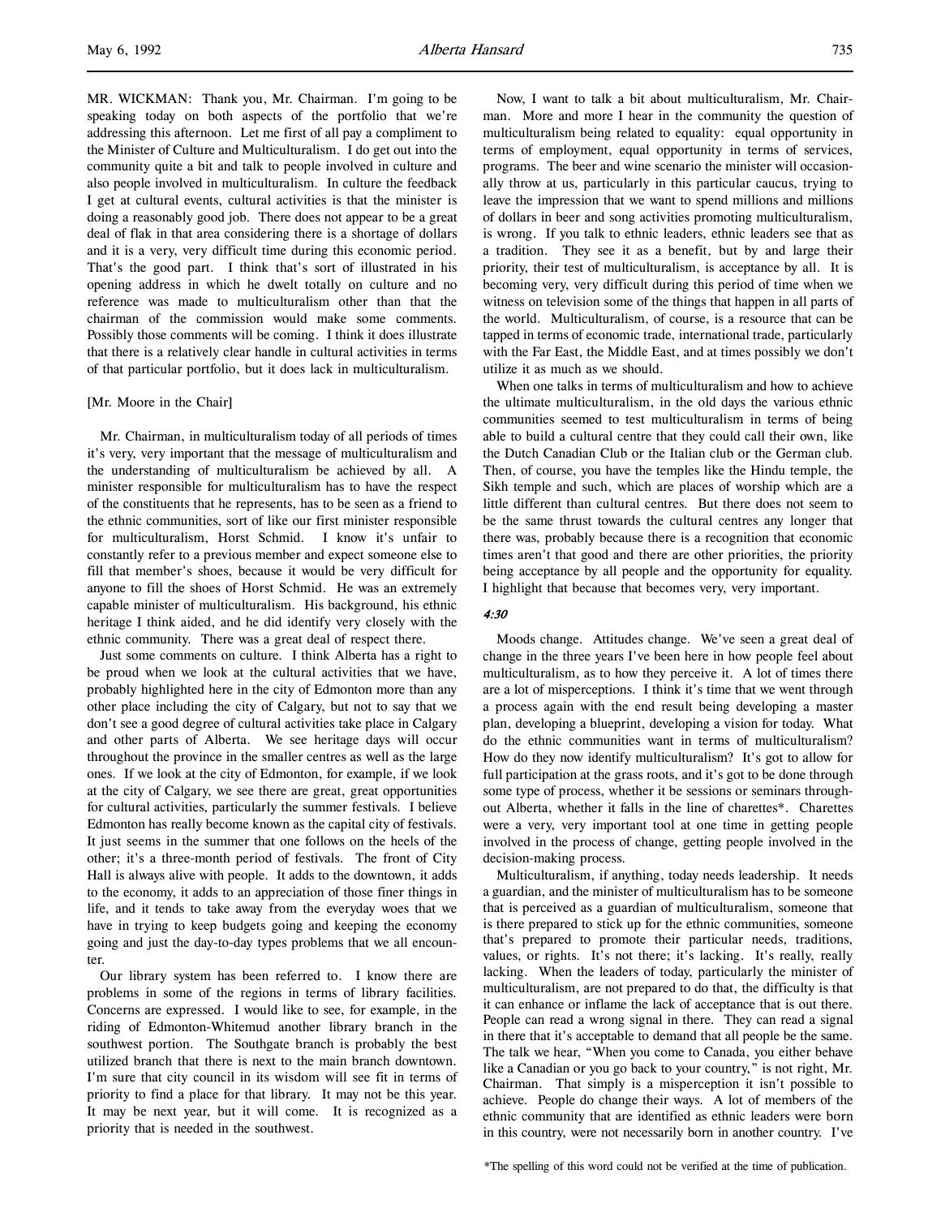MR. WICKMAN: Thank you, Mr. Chairman. I'm going to be speaking today on both aspects of the portfolio that we're addressing this afternoon. Let me first of all pay a compliment to the Minister of Culture and Multiculturalism. I do get out into the community quite a bit and talk to people involved in culture and also people involved in multiculturalism. In culture the feedback I get at cultural events, cultural activities is that the minister is doing a reasonably good job. There does not appear to be a great deal of flak in that area considering there is a shortage of dollars and it is a very, very difficult time during this economic period. That's the good part. I think that's sort of illustrated in his opening address in which he dwelt totally on culture and no reference was made to multiculturalism other than that the chairman of the commission would make some comments. Possibly those comments will be coming. I think it does illustrate that there is a relatively clear handle in cultural activities in terms of that particular portfolio, but it does lack in multiculturalism.

[Mr. Moore in the Chair]

Mr. Chairman, in multiculturalism today of all periods of times it's very, very important that the message of multiculturalism and the understanding of multiculturalism be achieved by all. A minister responsible for multiculturalism has to have the respect of the constituents that he represents, has to be seen as a friend to the ethnic communities, sort of like our first minister responsible for multiculturalism, Horst Schmid. I know it's unfair to constantly refer to a previous member and expect someone else to fill that member's shoes, because it would be very difficult for anyone to fill the shoes of Horst Schmid. He was an extremely capable minister of multiculturalism. His background, his ethnic heritage I think aided, and he did identify very closely with the ethnic community. There was a great deal of respect there.

Just some comments on culture. I think Alberta has a right to be proud when we look at the cultural activities that we have, probably highlighted here in the city of Edmonton more than any other place including the city of Calgary, but not to say that we don't see a good degree of cultural activities take place in Calgary and other parts of Alberta. We see heritage days will occur throughout the province in the smaller centres as well as the large ones. If we look at the city of Edmonton, for example, if we look at the city of Calgary, we see there are great, great opportunities for cultural activities, particularly the summer festivals. I believe Edmonton has really become known as the capital city of festivals. It just seems in the summer that one follows on the heels of the other; it's a three-month period of festivals. The front of City Hall is always alive with people. It adds to the downtown, it adds to the economy, it adds to an appreciation of those finer things in life, and it tends to take away from the everyday woes that we have in trying to keep budgets going and keeping the economy going and just the day-to-day types problems that we all encounter.

Our library system has been referred to. I know there are problems in some of the regions in terms of library facilities. Concerns are expressed. I would like to see, for example, in the riding of Edmonton-Whitemud another library branch in the southwest portion. The Southgate branch is probably the best utilized branch that there is next to the main branch downtown. I'm sure that city council in its wisdom will see fit in terms of priority to find a place for that library. It may not be this year. It may be next year, but it will come. It is recognized as a priority that is needed in the southwest.

Now, I want to talk a bit about multiculturalism, Mr. Chairman. More and more I hear in the community the question of multiculturalism being related to equality: equal opportunity in terms of employment, equal opportunity in terms of services, programs. The beer and wine scenario the minister will occasionally throw at us, particularly in this particular caucus, trying to leave the impression that we want to spend millions and millions of dollars in beer and song activities promoting multiculturalism, is wrong. If you talk to ethnic leaders, ethnic leaders see that as a tradition. They see it as a benefit, but by and large their priority, their test of multiculturalism, is acceptance by all. It is becoming very, very difficult during this period of time when we witness on television some of the things that happen in all parts of the world. Multiculturalism, of course, is a resource that can be tapped in terms of economic trade, international trade, particularly with the Far East, the Middle East, and at times possibly we don't utilize it as much as we should.

When one talks in terms of multiculturalism and how to achieve the ultimate multiculturalism, in the old days the various ethnic communities seemed to test multiculturalism in terms of being able to build a cultural centre that they could call their own, like the Dutch Canadian Club or the Italian club or the German club. Then, of course, you have the temples like the Hindu temple, the Sikh temple and such, which are places of worship which are a little different than cultural centres. But there does not seem to be the same thrust towards the cultural centres any longer that there was, probably because there is a recognition that economic times aren't that good and there are other priorities, the priority being acceptance by all people and the opportunity for equality. I highlight that because that becomes very, very important.

*4:30*

Moods change. Attitudes change. We've seen a great deal of change in the three years I've been here in how people feel about multiculturalism, as to how they perceive it. A lot of times there are a lot of misperceptions. I think it's time that we went through a process again with the end result being developing a master plan, developing a blueprint, developing a vision for today. What do the ethnic communities want in terms of multiculturalism? How do they now identify multiculturalism? It's got to allow for full participation at the grass roots, and it's got to be done through some type of process, whether it be sessions or seminars throughout Alberta, whether it falls in the line of charettes*. Charettes were a very, very important tool at one time in getting people involved in the process of change, getting people involved in the decision-making process.

Multiculturalism, if anything, today needs leadership. It needs a guardian, and the minister of multiculturalism has to be someone that is perceived as a guardian of multiculturalism, someone that is there prepared to stick up for the ethnic communities, someone that's prepared to promote their particular needs, traditions, values, or rights. It's not there; it's lacking. It's really, really lacking. When the leaders of today, particularly the minister of multiculturalism, are not prepared to do that, the difficulty is that it can enhance or inflame the lack of acceptance that is out there. People can read a wrong signal in there. They can read a signal in there that it's acceptable to demand that all people be the same. The talk we hear, "When you come to Canada, you either behave like a Canadian or you go back to your country," is not right, Mr. Chairman. That simply is a misperception it isn't possible to achieve. People do change their ways. A lot of members of the ethnic community that are identified as ethnic leaders were born in this country, were not necessarily born in another country. I've

*The spelling of this word could not be verified at the time of publication.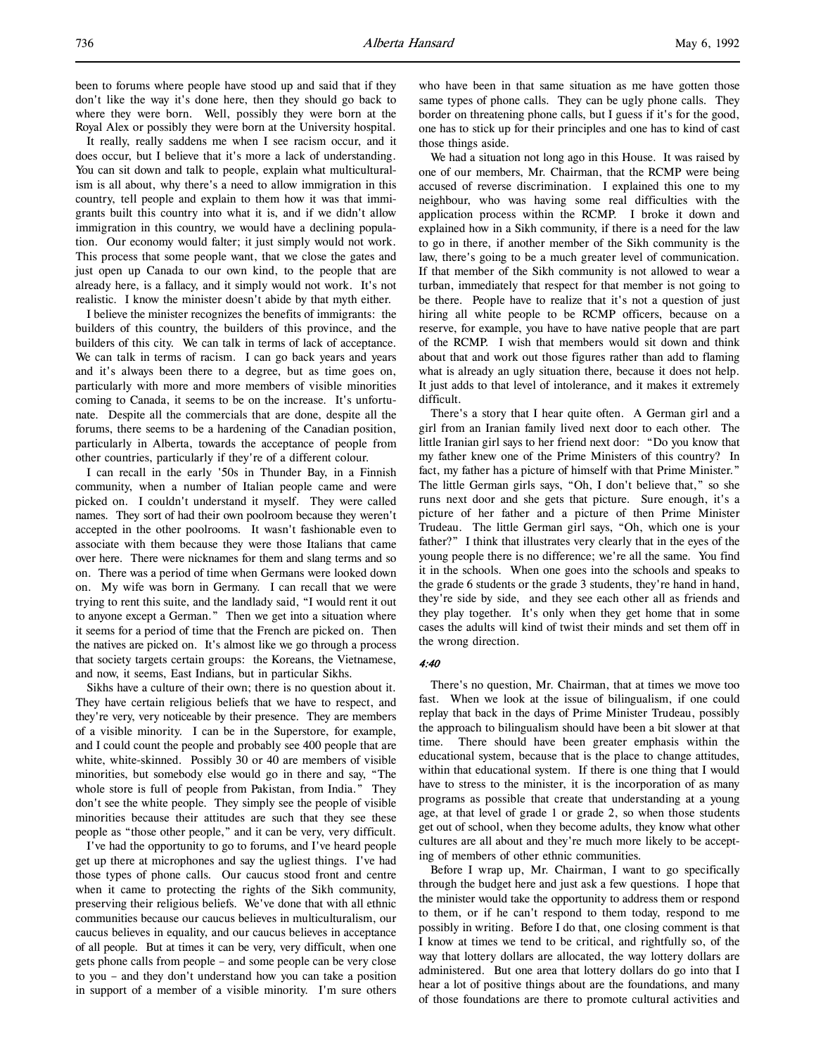been to forums where people have stood up and said that if they don't like the way it's done here, then they should go back to where they were born. Well, possibly they were born at the Royal Alex or possibly they were born at the University hospital.

It really, really saddens me when I see racism occur, and it does occur, but I believe that it's more a lack of understanding. You can sit down and talk to people, explain what multiculturalism is all about, why there's a need to allow immigration in this country, tell people and explain to them how it was that immigrants built this country into what it is, and if we didn't allow immigration in this country, we would have a declining population. Our economy would falter; it just simply would not work. This process that some people want, that we close the gates and just open up Canada to our own kind, to the people that are already here, is a fallacy, and it simply would not work. It's not realistic. I know the minister doesn't abide by that myth either.

I believe the minister recognizes the benefits of immigrants: the builders of this country, the builders of this province, and the builders of this city. We can talk in terms of lack of acceptance. We can talk in terms of racism. I can go back years and years and it's always been there to a degree, but as time goes on, particularly with more and more members of visible minorities coming to Canada, it seems to be on the increase. It's unfortunate. Despite all the commercials that are done, despite all the forums, there seems to be a hardening of the Canadian position, particularly in Alberta, towards the acceptance of people from other countries, particularly if they're of a different colour.

I can recall in the early '50s in Thunder Bay, in a Finnish community, when a number of Italian people came and were picked on. I couldn't understand it myself. They were called names. They sort of had their own poolroom because they weren't accepted in the other poolrooms. It wasn't fashionable even to associate with them because they were those Italians that came over here. There were nicknames for them and slang terms and so on. There was a period of time when Germans were looked down on. My wife was born in Germany. I can recall that we were trying to rent this suite, and the landlady said, "I would rent it out to anyone except a German." Then we get into a situation where it seems for a period of time that the French are picked on. Then the natives are picked on. It's almost like we go through a process that society targets certain groups: the Koreans, the Vietnamese, and now, it seems, East Indians, but in particular Sikhs.

Sikhs have a culture of their own; there is no question about it. They have certain religious beliefs that we have to respect, and they're very, very noticeable by their presence. They are members of a visible minority. I can be in the Superstore, for example, and I could count the people and probably see 400 people that are white, white-skinned. Possibly 30 or 40 are members of visible minorities, but somebody else would go in there and say, "The whole store is full of people from Pakistan, from India." They don't see the white people. They simply see the people of visible minorities because their attitudes are such that they see these people as "those other people," and it can be very, very difficult.

I've had the opportunity to go to forums, and I've heard people get up there at microphones and say the ugliest things. I've had those types of phone calls. Our caucus stood front and centre when it came to protecting the rights of the Sikh community, preserving their religious beliefs. We've done that with all ethnic communities because our caucus believes in multiculturalism, our caucus believes in equality, and our caucus believes in acceptance of all people. But at times it can be very, very difficult, when one gets phone calls from people – and some people can be very close to you – and they don't understand how you can take a position in support of a member of a visible minority. I'm sure others who have been in that same situation as me have gotten those same types of phone calls. They can be ugly phone calls. They border on threatening phone calls, but I guess if it's for the good, one has to stick up for their principles and one has to kind of cast those things aside.

We had a situation not long ago in this House. It was raised by one of our members, Mr. Chairman, that the RCMP were being accused of reverse discrimination. I explained this one to my neighbour, who was having some real difficulties with the application process within the RCMP. I broke it down and explained how in a Sikh community, if there is a need for the law to go in there, if another member of the Sikh community is the law, there's going to be a much greater level of communication. If that member of the Sikh community is not allowed to wear a turban, immediately that respect for that member is not going to be there. People have to realize that it's not a question of just hiring all white people to be RCMP officers, because on a reserve, for example, you have to have native people that are part of the RCMP. I wish that members would sit down and think about that and work out those figures rather than add to flaming what is already an ugly situation there, because it does not help. It just adds to that level of intolerance, and it makes it extremely difficult.

There's a story that I hear quite often. A German girl and a girl from an Iranian family lived next door to each other. The little Iranian girl says to her friend next door: "Do you know that my father knew one of the Prime Ministers of this country? In fact, my father has a picture of himself with that Prime Minister." The little German girls says, "Oh, I don't believe that," so she runs next door and she gets that picture. Sure enough, it's a picture of her father and a picture of then Prime Minister Trudeau. The little German girl says, "Oh, which one is your father?" I think that illustrates very clearly that in the eyes of the young people there is no difference; we're all the same. You find it in the schools. When one goes into the schools and speaks to the grade 6 students or the grade 3 students, they're hand in hand, they're side by side, and they see each other all as friends and they play together. It's only when they get home that in some cases the adults will kind of twist their minds and set them off in the wrong direction.

*4:40*

There's no question, Mr. Chairman, that at times we move too fast. When we look at the issue of bilingualism, if one could replay that back in the days of Prime Minister Trudeau, possibly the approach to bilingualism should have been a bit slower at that time. There should have been greater emphasis within the educational system, because that is the place to change attitudes, within that educational system. If there is one thing that I would have to stress to the minister, it is the incorporation of as many programs as possible that create that understanding at a young age, at that level of grade 1 or grade 2, so when those students get out of school, when they become adults, they know what other cultures are all about and they're much more likely to be accepting of members of other ethnic communities.

Before I wrap up, Mr. Chairman, I want to go specifically through the budget here and just ask a few questions. I hope that the minister would take the opportunity to address them or respond to them, or if he can't respond to them today, respond to me possibly in writing. Before I do that, one closing comment is that I know at times we tend to be critical, and rightfully so, of the way that lottery dollars are allocated, the way lottery dollars are administered. But one area that lottery dollars do go into that I hear a lot of positive things about are the foundations, and many of those foundations are there to promote cultural activities and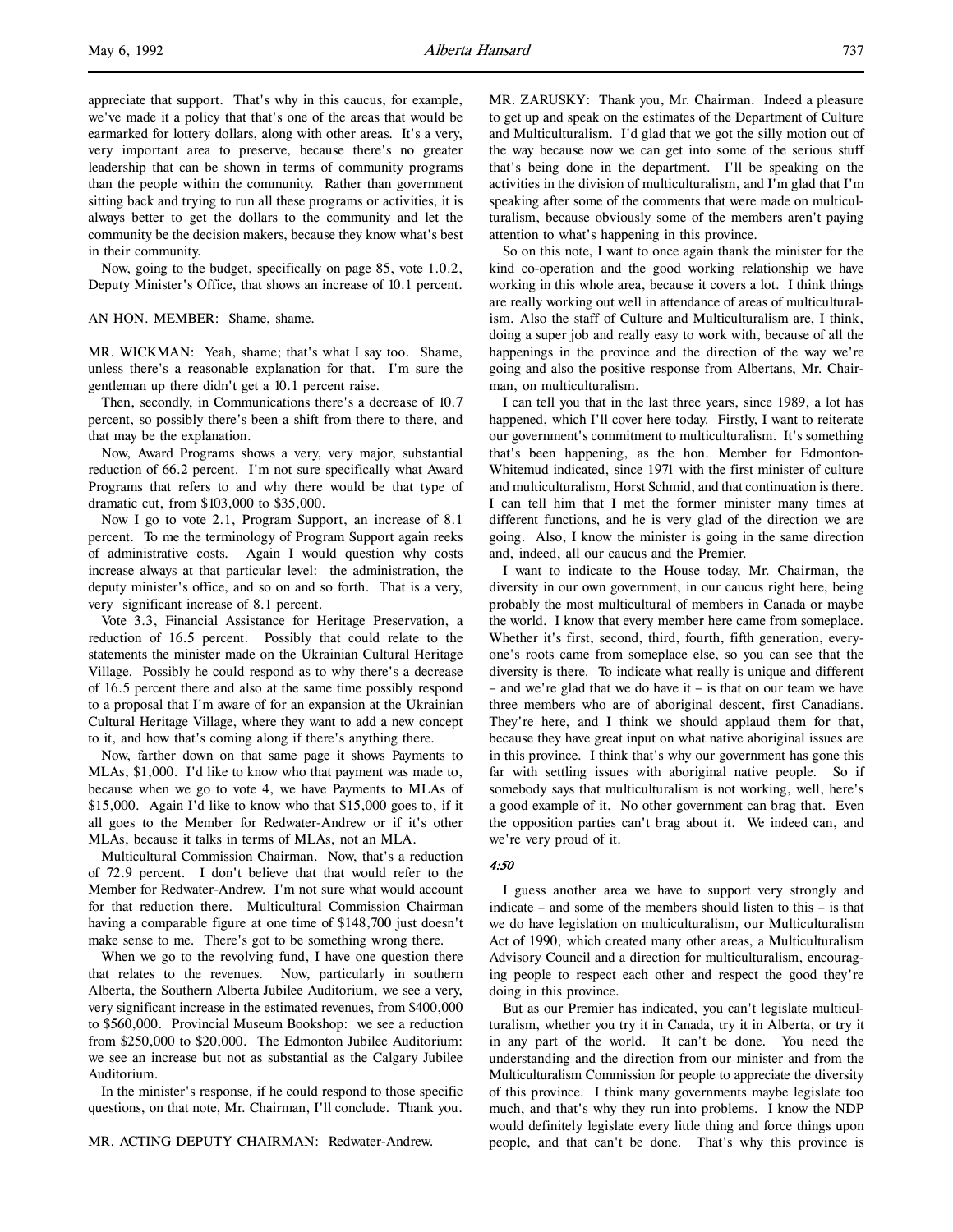appreciate that support. That's why in this caucus, for example, we've made it a policy that that's one of the areas that would be earmarked for lottery dollars, along with other areas. It's a very, very important area to preserve, because there's no greater leadership that can be shown in terms of community programs than the people within the community. Rather than government sitting back and trying to run all these programs or activities, it is always better to get the dollars to the community and let the community be the decision makers, because they know what's best in their community.

Now, going to the budget, specifically on page 85, vote 1.0.2, Deputy Minister's Office, that shows an increase of 10.1 percent.

AN HON. MEMBER: Shame, shame.

MR. WICKMAN: Yeah, shame; that's what I say too. Shame, unless there's a reasonable explanation for that. I'm sure the gentleman up there didn't get a 10.1 percent raise.

Then, secondly, in Communications there's a decrease of 10.7 percent, so possibly there's been a shift from there to there, and that may be the explanation.

Now, Award Programs shows a very, very major, substantial reduction of 66.2 percent. I'm not sure specifically what Award Programs that refers to and why there would be that type of dramatic cut, from $103,000 to $35,000.

Now I go to vote 2.1, Program Support, an increase of 8.1 percent. To me the terminology of Program Support again reeks of administrative costs. Again I would question why costs increase always at that particular level: the administration, the deputy minister's office, and so on and so forth. That is a very, very significant increase of 8.1 percent.

Vote 3.3, Financial Assistance for Heritage Preservation, a reduction of 16.5 percent. Possibly that could relate to the statements the minister made on the Ukrainian Cultural Heritage Village. Possibly he could respond as to why there's a decrease of 16.5 percent there and also at the same time possibly respond to a proposal that I'm aware of for an expansion at the Ukrainian Cultural Heritage Village, where they want to add a new concept to it, and how that's coming along if there's anything there.

Now, farther down on that same page it shows Payments to MLAs, $1,000. I'd like to know who that payment was made to, because when we go to vote 4, we have Payments to MLAs of $15,000. Again I'd like to know who that $15,000 goes to, if it all goes to the Member for Redwater-Andrew or if it's other MLAs, because it talks in terms of MLAs, not an MLA.

Multicultural Commission Chairman. Now, that's a reduction of 72.9 percent. I don't believe that that would refer to the Member for Redwater-Andrew. I'm not sure what would account for that reduction there. Multicultural Commission Chairman having a comparable figure at one time of $148,700 just doesn't make sense to me. There's got to be something wrong there.

When we go to the revolving fund, I have one question there that relates to the revenues. Now, particularly in southern Alberta, the Southern Alberta Jubilee Auditorium, we see a very, very significant increase in the estimated revenues, from $400,000 to $560,000. Provincial Museum Bookshop: we see a reduction from $250,000 to $20,000. The Edmonton Jubilee Auditorium: we see an increase but not as substantial as the Calgary Jubilee Auditorium.

In the minister's response, if he could respond to those specific questions, on that note, Mr. Chairman, I'll conclude. Thank you.

MR. ACTING DEPUTY CHAIRMAN: Redwater-Andrew.

MR. ZARUSKY: Thank you, Mr. Chairman. Indeed a pleasure to get up and speak on the estimates of the Department of Culture and Multiculturalism. I'd glad that we got the silly motion out of the way because now we can get into some of the serious stuff that's being done in the department. I'll be speaking on the activities in the division of multiculturalism, and I'm glad that I'm speaking after some of the comments that were made on multiculturalism, because obviously some of the members aren't paying attention to what's happening in this province.

So on this note, I want to once again thank the minister for the kind co-operation and the good working relationship we have working in this whole area, because it covers a lot. I think things are really working out well in attendance of areas of multiculturalism. Also the staff of Culture and Multiculturalism are, I think, doing a super job and really easy to work with, because of all the happenings in the province and the direction of the way we're going and also the positive response from Albertans, Mr. Chairman, on multiculturalism.

I can tell you that in the last three years, since 1989, a lot has happened, which I'll cover here today. Firstly, I want to reiterate our government's commitment to multiculturalism. It's something that's been happening, as the hon. Member for Edmonton-Whitemud indicated, since 1971 with the first minister of culture and multiculturalism, Horst Schmid, and that continuation is there. I can tell him that I met the former minister many times at different functions, and he is very glad of the direction we are going. Also, I know the minister is going in the same direction and, indeed, all our caucus and the Premier.

I want to indicate to the House today, Mr. Chairman, the diversity in our own government, in our caucus right here, being probably the most multicultural of members in Canada or maybe the world. I know that every member here came from someplace. Whether it's first, second, third, fourth, fifth generation, everyone's roots came from someplace else, so you can see that the diversity is there. To indicate what really is unique and different – and we're glad that we do have it – is that on our team we have three members who are of aboriginal descent, first Canadians. They're here, and I think we should applaud them for that, because they have great input on what native aboriginal issues are in this province. I think that's why our government has gone this far with settling issues with aboriginal native people. So if somebody says that multiculturalism is not working, well, here's a good example of it. No other government can brag that. Even the opposition parties can't brag about it. We indeed can, and we're very proud of it.

*4:50*

I guess another area we have to support very strongly and indicate – and some of the members should listen to this – is that we do have legislation on multiculturalism, our Multiculturalism Act of 1990, which created many other areas, a Multiculturalism Advisory Council and a direction for multiculturalism, encouraging people to respect each other and respect the good they're doing in this province.

But as our Premier has indicated, you can't legislate multiculturalism, whether you try it in Canada, try it in Alberta, or try it in any part of the world. It can't be done. You need the understanding and the direction from our minister and from the Multiculturalism Commission for people to appreciate the diversity of this province. I think many governments maybe legislate too much, and that's why they run into problems. I know the NDP would definitely legislate every little thing and force things upon people, and that can't be done. That's why this province is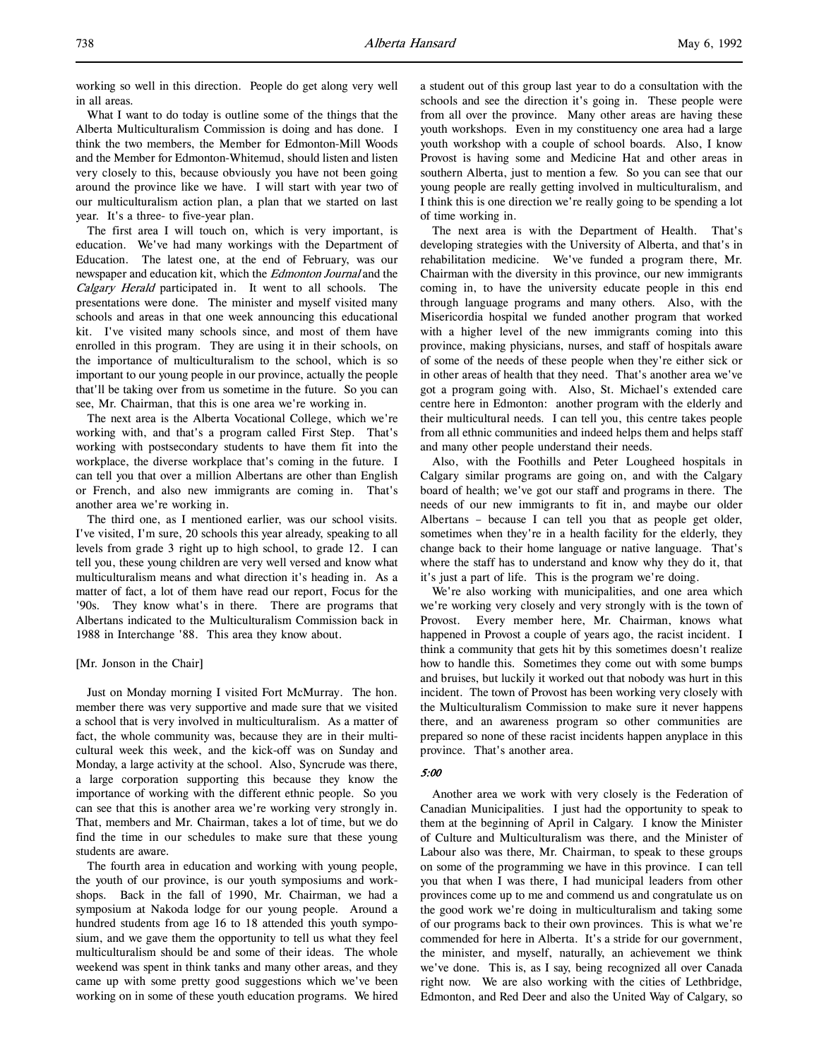working so well in this direction. People do get along very well in all areas.

What I want to do today is outline some of the things that the Alberta Multiculturalism Commission is doing and has done. I think the two members, the Member for Edmonton-Mill Woods and the Member for Edmonton-Whitemud, should listen and listen very closely to this, because obviously you have not been going around the province like we have. I will start with year two of our multiculturalism action plan, a plan that we started on last year. It's a three- to five-year plan.

The first area I will touch on, which is very important, is education. We've had many workings with the Department of Education. The latest one, at the end of February, was our newspaper and education kit, which the *Edmonton Journal* and the *Calgary Herald* participated in. It went to all schools. The presentations were done. The minister and myself visited many schools and areas in that one week announcing this educational kit. I've visited many schools since, and most of them have enrolled in this program. They are using it in their schools, on the importance of multiculturalism to the school, which is so important to our young people in our province, actually the people that'll be taking over from us sometime in the future. So you can see, Mr. Chairman, that this is one area we're working in.

The next area is the Alberta Vocational College, which we're working with, and that's a program called First Step. That's working with postsecondary students to have them fit into the workplace, the diverse workplace that's coming in the future. I can tell you that over a million Albertans are other than English or French, and also new immigrants are coming in. That's another area we're working in.

The third one, as I mentioned earlier, was our school visits. I've visited, I'm sure, 20 schools this year already, speaking to all levels from grade 3 right up to high school, to grade 12. I can tell you, these young children are very well versed and know what multiculturalism means and what direction it's heading in. As a matter of fact, a lot of them have read our report, Focus for the '90s. They know what's in there. There are programs that Albertans indicated to the Multiculturalism Commission back in 1988 in Interchange '88. This area they know about.

[Mr. Jonson in the Chair]

Just on Monday morning I visited Fort McMurray. The hon. member there was very supportive and made sure that we visited a school that is very involved in multiculturalism. As a matter of fact, the whole community was, because they are in their multicultural week this week, and the kick-off was on Sunday and Monday, a large activity at the school. Also, Syncrude was there, a large corporation supporting this because they know the importance of working with the different ethnic people. So you can see that this is another area we're working very strongly in. That, members and Mr. Chairman, takes a lot of time, but we do find the time in our schedules to make sure that these young students are aware.

The fourth area in education and working with young people, the youth of our province, is our youth symposiums and workshops. Back in the fall of 1990, Mr. Chairman, we had a symposium at Nakoda lodge for our young people. Around a hundred students from age 16 to 18 attended this youth symposium, and we gave them the opportunity to tell us what they feel multiculturalism should be and some of their ideas. The whole weekend was spent in think tanks and many other areas, and they came up with some pretty good suggestions which we've been working on in some of these youth education programs. We hired a student out of this group last year to do a consultation with the schools and see the direction it's going in. These people were from all over the province. Many other areas are having these youth workshops. Even in my constituency one area had a large youth workshop with a couple of school boards. Also, I know Provost is having some and Medicine Hat and other areas in southern Alberta, just to mention a few. So you can see that our young people are really getting involved in multiculturalism, and I think this is one direction we're really going to be spending a lot of time working in.

The next area is with the Department of Health. That's developing strategies with the University of Alberta, and that's in rehabilitation medicine. We've funded a program there, Mr. Chairman with the diversity in this province, our new immigrants coming in, to have the university educate people in this end through language programs and many others. Also, with the Misericordia hospital we funded another program that worked with a higher level of the new immigrants coming into this province, making physicians, nurses, and staff of hospitals aware of some of the needs of these people when they're either sick or in other areas of health that they need. That's another area we've got a program going with. Also, St. Michael's extended care centre here in Edmonton: another program with the elderly and their multicultural needs. I can tell you, this centre takes people from all ethnic communities and indeed helps them and helps staff and many other people understand their needs.

Also, with the Foothills and Peter Lougheed hospitals in Calgary similar programs are going on, and with the Calgary board of health; we've got our staff and programs in there. The needs of our new immigrants to fit in, and maybe our older Albertans – because I can tell you that as people get older, sometimes when they're in a health facility for the elderly, they change back to their home language or native language. That's where the staff has to understand and know why they do it, that it's just a part of life. This is the program we're doing.

We're also working with municipalities, and one area which we're working very closely and very strongly with is the town of Provost. Every member here, Mr. Chairman, knows what happened in Provost a couple of years ago, the racist incident. I think a community that gets hit by this sometimes doesn't realize how to handle this. Sometimes they come out with some bumps and bruises, but luckily it worked out that nobody was hurt in this incident. The town of Provost has been working very closely with the Multiculturalism Commission to make sure it never happens there, and an awareness program so other communities are prepared so none of these racist incidents happen anyplace in this province. That's another area.

*5:00*

Another area we work with very closely is the Federation of Canadian Municipalities. I just had the opportunity to speak to them at the beginning of April in Calgary. I know the Minister of Culture and Multiculturalism was there, and the Minister of Labour also was there, Mr. Chairman, to speak to these groups on some of the programming we have in this province. I can tell you that when I was there, I had municipal leaders from other provinces come up to me and commend us and congratulate us on the good work we're doing in multiculturalism and taking some of our programs back to their own provinces. This is what we're commended for here in Alberta. It's a stride for our government, the minister, and myself, naturally, an achievement we think we've done. This is, as I say, being recognized all over Canada right now. We are also working with the cities of Lethbridge, Edmonton, and Red Deer and also the United Way of Calgary, so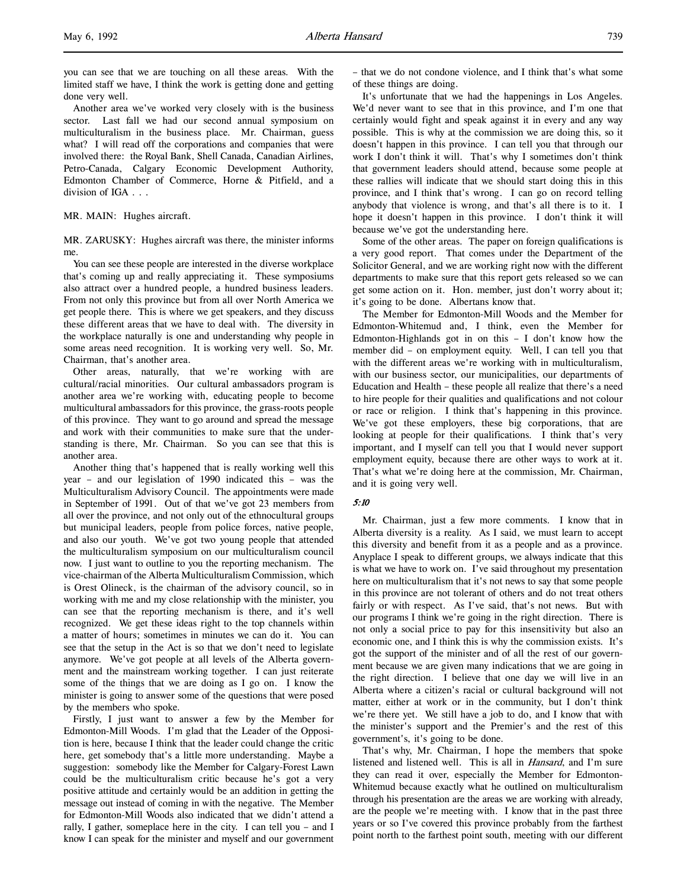you can see that we are touching on all these areas. With the limited staff we have, I think the work is getting done and getting done very well.

Another area we've worked very closely with is the business sector. Last fall we had our second annual symposium on multiculturalism in the business place. Mr. Chairman, guess what? I will read off the corporations and companies that were involved there: the Royal Bank, Shell Canada, Canadian Airlines, Petro-Canada, Calgary Economic Development Authority, Edmonton Chamber of Commerce, Horne & Pitfield, and a division of IGA . . .

MR. MAIN: Hughes aircraft.

MR. ZARUSKY: Hughes aircraft was there, the minister informs me.

You can see these people are interested in the diverse workplace that's coming up and really appreciating it. These symposiums also attract over a hundred people, a hundred business leaders. From not only this province but from all over North America we get people there. This is where we get speakers, and they discuss these different areas that we have to deal with. The diversity in the workplace naturally is one and understanding why people in some areas need recognition. It is working very well. So, Mr. Chairman, that's another area.

Other areas, naturally, that we're working with are cultural/racial minorities. Our cultural ambassadors program is another area we're working with, educating people to become multicultural ambassadors for this province, the grass-roots people of this province. They want to go around and spread the message and work with their communities to make sure that the understanding is there, Mr. Chairman. So you can see that this is another area.

Another thing that's happened that is really working well this year – and our legislation of 1990 indicated this – was the Multiculturalism Advisory Council. The appointments were made in September of 1991. Out of that we've got 23 members from all over the province, and not only out of the ethnocultural groups but municipal leaders, people from police forces, native people, and also our youth. We've got two young people that attended the multiculturalism symposium on our multiculturalism council now. I just want to outline to you the reporting mechanism. The vice-chairman of the Alberta Multiculturalism Commission, which is Orest Olineck, is the chairman of the advisory council, so in working with me and my close relationship with the minister, you can see that the reporting mechanism is there, and it's well recognized. We get these ideas right to the top channels within a matter of hours; sometimes in minutes we can do it. You can see that the setup in the Act is so that we don't need to legislate anymore. We've got people at all levels of the Alberta government and the mainstream working together. I can just reiterate some of the things that we are doing as I go on. I know the minister is going to answer some of the questions that were posed by the members who spoke.

Firstly, I just want to answer a few by the Member for Edmonton-Mill Woods. I'm glad that the Leader of the Opposition is here, because I think that the leader could change the critic here, get somebody that's a little more understanding. Maybe a suggestion: somebody like the Member for Calgary-Forest Lawn could be the multiculturalism critic because he's got a very positive attitude and certainly would be an addition in getting the message out instead of coming in with the negative. The Member for Edmonton-Mill Woods also indicated that we didn't attend a rally, I gather, someplace here in the city. I can tell you – and I know I can speak for the minister and myself and our government – that we do not condone violence, and I think that's what some of these things are doing.

It's unfortunate that we had the happenings in Los Angeles. We'd never want to see that in this province, and I'm one that certainly would fight and speak against it in every and any way possible. This is why at the commission we are doing this, so it doesn't happen in this province. I can tell you that through our work I don't think it will. That's why I sometimes don't think that government leaders should attend, because some people at these rallies will indicate that we should start doing this in this province, and I think that's wrong. I can go on record telling anybody that violence is wrong, and that's all there is to it. I hope it doesn't happen in this province. I don't think it will because we've got the understanding here.

Some of the other areas. The paper on foreign qualifications is a very good report. That comes under the Department of the Solicitor General, and we are working right now with the different departments to make sure that this report gets released so we can get some action on it. Hon. member, just don't worry about it; it's going to be done. Albertans know that.

The Member for Edmonton-Mill Woods and the Member for Edmonton-Whitemud and, I think, even the Member for Edmonton-Highlands got in on this – I don't know how the member did – on employment equity. Well, I can tell you that with the different areas we're working with in multiculturalism, with our business sector, our municipalities, our departments of Education and Health – these people all realize that there's a need to hire people for their qualities and qualifications and not colour or race or religion. I think that's happening in this province. We've got these employers, these big corporations, that are looking at people for their qualifications. I think that's very important, and I myself can tell you that I would never support employment equity, because there are other ways to work at it. That's what we're doing here at the commission, Mr. Chairman, and it is going very well.

*5:10*

Mr. Chairman, just a few more comments. I know that in Alberta diversity is a reality. As I said, we must learn to accept this diversity and benefit from it as a people and as a province. Anyplace I speak to different groups, we always indicate that this is what we have to work on. I've said throughout my presentation here on multiculturalism that it's not news to say that some people in this province are not tolerant of others and do not treat others fairly or with respect. As I've said, that's not news. But with our programs I think we're going in the right direction. There is not only a social price to pay for this insensitivity but also an economic one, and I think this is why the commission exists. It's got the support of the minister and of all the rest of our government because we are given many indications that we are going in the right direction. I believe that one day we will live in an Alberta where a citizen's racial or cultural background will not matter, either at work or in the community, but I don't think we're there yet. We still have a job to do, and I know that with the minister's support and the Premier's and the rest of this government's, it's going to be done.

That's why, Mr. Chairman, I hope the members that spoke listened and listened well. This is all in *Hansard*, and I'm sure they can read it over, especially the Member for Edmonton-Whitemud because exactly what he outlined on multiculturalism through his presentation are the areas we are working with already, are the people we're meeting with. I know that in the past three years or so I've covered this province probably from the farthest point north to the farthest point south, meeting with our different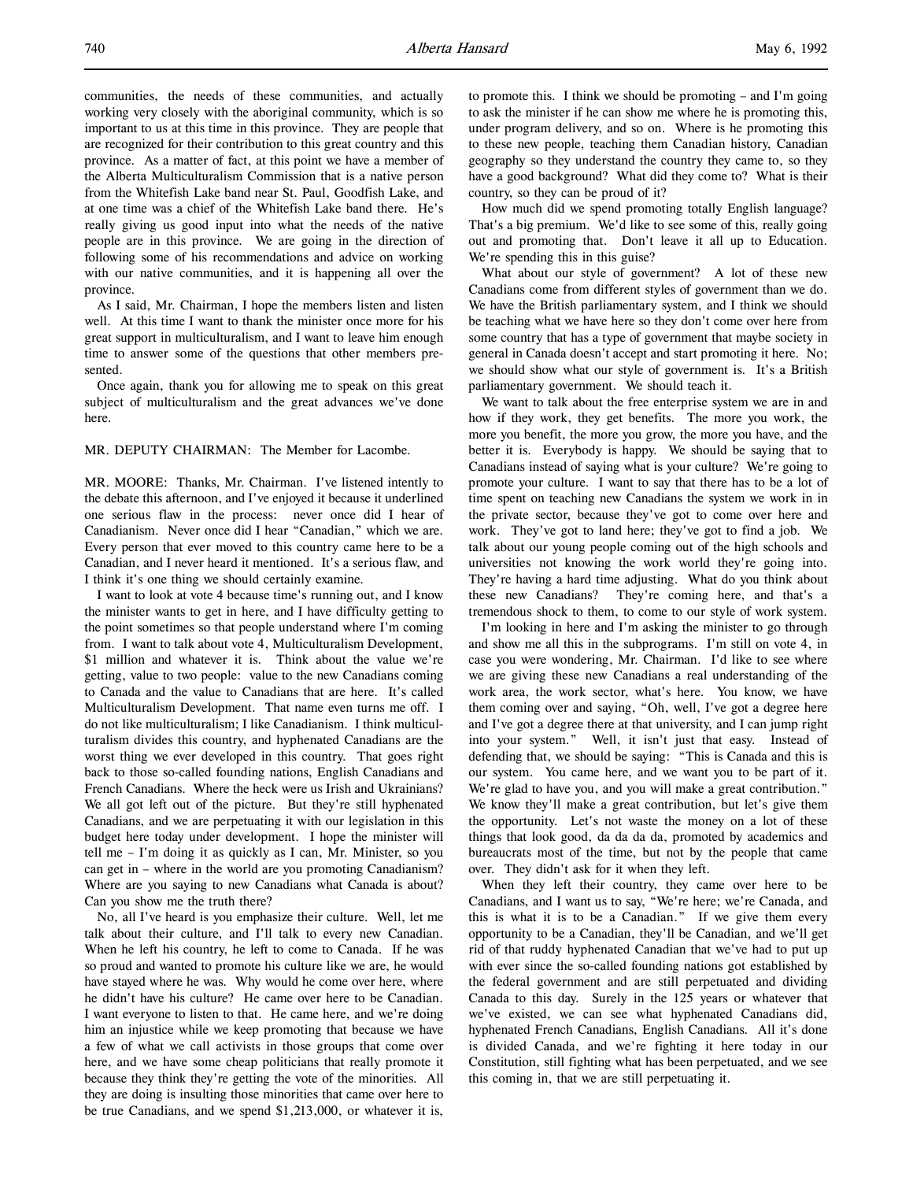communities, the needs of these communities, and actually working very closely with the aboriginal community, which is so important to us at this time in this province. They are people that are recognized for their contribution to this great country and this province. As a matter of fact, at this point we have a member of the Alberta Multiculturalism Commission that is a native person from the Whitefish Lake band near St. Paul, Goodfish Lake, and at one time was a chief of the Whitefish Lake band there. He's really giving us good input into what the needs of the native people are in this province. We are going in the direction of following some of his recommendations and advice on working with our native communities, and it is happening all over the province.

As I said, Mr. Chairman, I hope the members listen and listen well. At this time I want to thank the minister once more for his great support in multiculturalism, and I want to leave him enough time to answer some of the questions that other members presented.

Once again, thank you for allowing me to speak on this great subject of multiculturalism and the great advances we've done here.

MR. DEPUTY CHAIRMAN: The Member for Lacombe.

MR. MOORE: Thanks, Mr. Chairman. I've listened intently to the debate this afternoon, and I've enjoyed it because it underlined one serious flaw in the process: never once did I hear of Canadianism. Never once did I hear "Canadian," which we are. Every person that ever moved to this country came here to be a Canadian, and I never heard it mentioned. It's a serious flaw, and I think it's one thing we should certainly examine.

I want to look at vote 4 because time's running out, and I know the minister wants to get in here, and I have difficulty getting to the point sometimes so that people understand where I'm coming from. I want to talk about vote 4, Multiculturalism Development, $1 million and whatever it is. Think about the value we're getting, value to two people: value to the new Canadians coming to Canada and the value to Canadians that are here. It's called Multiculturalism Development. That name even turns me off. I do not like multiculturalism; I like Canadianism. I think multiculturalism divides this country, and hyphenated Canadians are the worst thing we ever developed in this country. That goes right back to those so-called founding nations, English Canadians and French Canadians. Where the heck were us Irish and Ukrainians? We all got left out of the picture. But they're still hyphenated Canadians, and we are perpetuating it with our legislation in this budget here today under development. I hope the minister will tell me – I'm doing it as quickly as I can, Mr. Minister, so you can get in – where in the world are you promoting Canadianism? Where are you saying to new Canadians what Canada is about? Can you show me the truth there?

No, all I've heard is you emphasize their culture. Well, let me talk about their culture, and I'll talk to every new Canadian. When he left his country, he left to come to Canada. If he was so proud and wanted to promote his culture like we are, he would have stayed where he was. Why would he come over here, where he didn't have his culture? He came over here to be Canadian. I want everyone to listen to that. He came here, and we're doing him an injustice while we keep promoting that because we have a few of what we call activists in those groups that come over here, and we have some cheap politicians that really promote it because they think they're getting the vote of the minorities. All they are doing is insulting those minorities that came over here to be true Canadians, and we spend $1,213,000, or whatever it is, to promote this. I think we should be promoting – and I'm going to ask the minister if he can show me where he is promoting this, under program delivery, and so on. Where is he promoting this to these new people, teaching them Canadian history, Canadian geography so they understand the country they came to, so they have a good background? What did they come to? What is their country, so they can be proud of it?

How much did we spend promoting totally English language? That's a big premium. We'd like to see some of this, really going out and promoting that. Don't leave it all up to Education. We're spending this in this guise?

What about our style of government? A lot of these new Canadians come from different styles of government than we do. We have the British parliamentary system, and I think we should be teaching what we have here so they don't come over here from some country that has a type of government that maybe society in general in Canada doesn't accept and start promoting it here. No; we should show what our style of government is. It's a British parliamentary government. We should teach it.

We want to talk about the free enterprise system we are in and how if they work, they get benefits. The more you work, the more you benefit, the more you grow, the more you have, and the better it is. Everybody is happy. We should be saying that to Canadians instead of saying what is your culture? We're going to promote your culture. I want to say that there has to be a lot of time spent on teaching new Canadians the system we work in in the private sector, because they've got to come over here and work. They've got to land here; they've got to find a job. We talk about our young people coming out of the high schools and universities not knowing the work world they're going into. They're having a hard time adjusting. What do you think about these new Canadians? They're coming here, and that's a tremendous shock to them, to come to our style of work system.

I'm looking in here and I'm asking the minister to go through and show me all this in the subprograms. I'm still on vote 4, in case you were wondering, Mr. Chairman. I'd like to see where we are giving these new Canadians a real understanding of the work area, the work sector, what's here. You know, we have them coming over and saying, "Oh, well, I've got a degree here and I've got a degree there at that university, and I can jump right into your system." Well, it isn't just that easy. Instead of defending that, we should be saying: "This is Canada and this is our system. You came here, and we want you to be part of it. We're glad to have you, and you will make a great contribution." We know they'll make a great contribution, but let's give them the opportunity. Let's not waste the money on a lot of these things that look good, da da da da, promoted by academics and bureaucrats most of the time, but not by the people that came over. They didn't ask for it when they left.

When they left their country, they came over here to be Canadians, and I want us to say, "We're here; we're Canada, and this is what it is to be a Canadian." If we give them every opportunity to be a Canadian, they'll be Canadian, and we'll get rid of that ruddy hyphenated Canadian that we've had to put up with ever since the so-called founding nations got established by the federal government and are still perpetuated and dividing Canada to this day. Surely in the 125 years or whatever that we've existed, we can see what hyphenated Canadians did, hyphenated French Canadians, English Canadians. All it's done is divided Canada, and we're fighting it here today in our Constitution, still fighting what has been perpetuated, and we see this coming in, that we are still perpetuating it.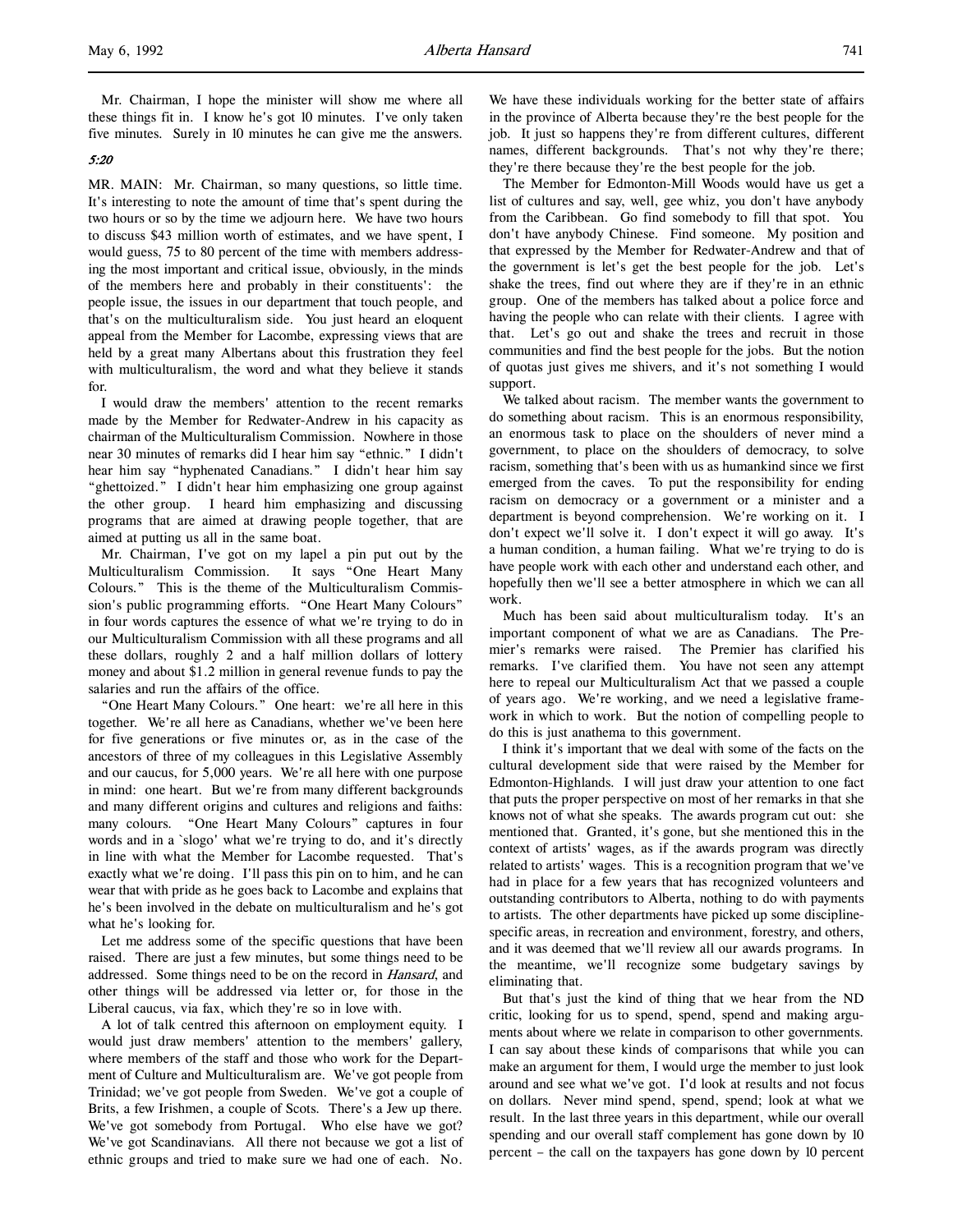Mr. Chairman, I hope the minister will show me where all these things fit in. I know he's got 10 minutes. I've only taken five minutes. Surely in 10 minutes he can give me the answers.

*5:20*

MR. MAIN: Mr. Chairman, so many questions, so little time. It's interesting to note the amount of time that's spent during the two hours or so by the time we adjourn here. We have two hours to discuss $43 million worth of estimates, and we have spent, I would guess, 75 to 80 percent of the time with members addressing the most important and critical issue, obviously, in the minds of the members here and probably in their constituents': the people issue, the issues in our department that touch people, and that's on the multiculturalism side. You just heard an eloquent appeal from the Member for Lacombe, expressing views that are held by a great many Albertans about this frustration they feel with multiculturalism, the word and what they believe it stands for.

I would draw the members' attention to the recent remarks made by the Member for Redwater-Andrew in his capacity as chairman of the Multiculturalism Commission. Nowhere in those near 30 minutes of remarks did I hear him say "ethnic." I didn't hear him say "hyphenated Canadians." I didn't hear him say "ghettoized." I didn't hear him emphasizing one group against the other group. I heard him emphasizing and discussing programs that are aimed at drawing people together, that are aimed at putting us all in the same boat.

Mr. Chairman, I've got on my lapel a pin put out by the Multiculturalism Commission. It says "One Heart Many Colours." This is the theme of the Multiculturalism Commission's public programming efforts. "One Heart Many Colours" in four words captures the essence of what we're trying to do in our Multiculturalism Commission with all these programs and all these dollars, roughly 2 and a half million dollars of lottery money and about $1.2 million in general revenue funds to pay the salaries and run the affairs of the office.

"One Heart Many Colours." One heart: we're all here in this together. We're all here as Canadians, whether we've been here for five generations or five minutes or, as in the case of the ancestors of three of my colleagues in this Legislative Assembly and our caucus, for 5,000 years. We're all here with one purpose in mind: one heart. But we're from many different backgrounds and many different origins and cultures and religions and faiths: many colours. "One Heart Many Colours" captures in four words and in a `slogo' what we're trying to do, and it's directly in line with what the Member for Lacombe requested. That's exactly what we're doing. I'll pass this pin on to him, and he can wear that with pride as he goes back to Lacombe and explains that he's been involved in the debate on multiculturalism and he's got what he's looking for.

Let me address some of the specific questions that have been raised. There are just a few minutes, but some things need to be addressed. Some things need to be on the record in *Hansard*, and other things will be addressed via letter or, for those in the Liberal caucus, via fax, which they're so in love with.

A lot of talk centred this afternoon on employment equity. I would just draw members' attention to the members' gallery, where members of the staff and those who work for the Department of Culture and Multiculturalism are. We've got people from Trinidad; we've got people from Sweden. We've got a couple of Brits, a few Irishmen, a couple of Scots. There's a Jew up there. We've got somebody from Portugal. Who else have we got? We've got Scandinavians. All there not because we got a list of ethnic groups and tried to make sure we had one of each. No. We have these individuals working for the better state of affairs in the province of Alberta because they're the best people for the job. It just so happens they're from different cultures, different names, different backgrounds. That's not why they're there; they're there because they're the best people for the job.

The Member for Edmonton-Mill Woods would have us get a list of cultures and say, well, gee whiz, you don't have anybody from the Caribbean. Go find somebody to fill that spot. You don't have anybody Chinese. Find someone. My position and that expressed by the Member for Redwater-Andrew and that of the government is let's get the best people for the job. Let's shake the trees, find out where they are if they're in an ethnic group. One of the members has talked about a police force and having the people who can relate with their clients. I agree with that. Let's go out and shake the trees and recruit in those communities and find the best people for the jobs. But the notion of quotas just gives me shivers, and it's not something I would support.

We talked about racism. The member wants the government to do something about racism. This is an enormous responsibility, an enormous task to place on the shoulders of never mind a government, to place on the shoulders of democracy, to solve racism, something that's been with us as humankind since we first emerged from the caves. To put the responsibility for ending racism on democracy or a government or a minister and a department is beyond comprehension. We're working on it. I don't expect we'll solve it. I don't expect it will go away. It's a human condition, a human failing. What we're trying to do is have people work with each other and understand each other, and hopefully then we'll see a better atmosphere in which we can all work.

Much has been said about multiculturalism today. It's an important component of what we are as Canadians. The Premier's remarks were raised. The Premier has clarified his remarks. I've clarified them. You have not seen any attempt here to repeal our Multiculturalism Act that we passed a couple of years ago. We're working, and we need a legislative framework in which to work. But the notion of compelling people to do this is just anathema to this government.

I think it's important that we deal with some of the facts on the cultural development side that were raised by the Member for Edmonton-Highlands. I will just draw your attention to one fact that puts the proper perspective on most of her remarks in that she knows not of what she speaks. The awards program cut out: she mentioned that. Granted, it's gone, but she mentioned this in the context of artists' wages, as if the awards program was directly related to artists' wages. This is a recognition program that we've had in place for a few years that has recognized volunteers and outstanding contributors to Alberta, nothing to do with payments to artists. The other departments have picked up some discipline-specific areas, in recreation and environment, forestry, and others, and it was deemed that we'll review all our awards programs. In the meantime, we'll recognize some budgetary savings by eliminating that.

But that's just the kind of thing that we hear from the ND critic, looking for us to spend, spend, spend and making arguments about where we relate in comparison to other governments. I can say about these kinds of comparisons that while you can make an argument for them, I would urge the member to just look around and see what we've got. I'd look at results and not focus on dollars. Never mind spend, spend, spend; look at what we result. In the last three years in this department, while our overall spending and our overall staff complement has gone down by 10 percent – the call on the taxpayers has gone down by 10 percent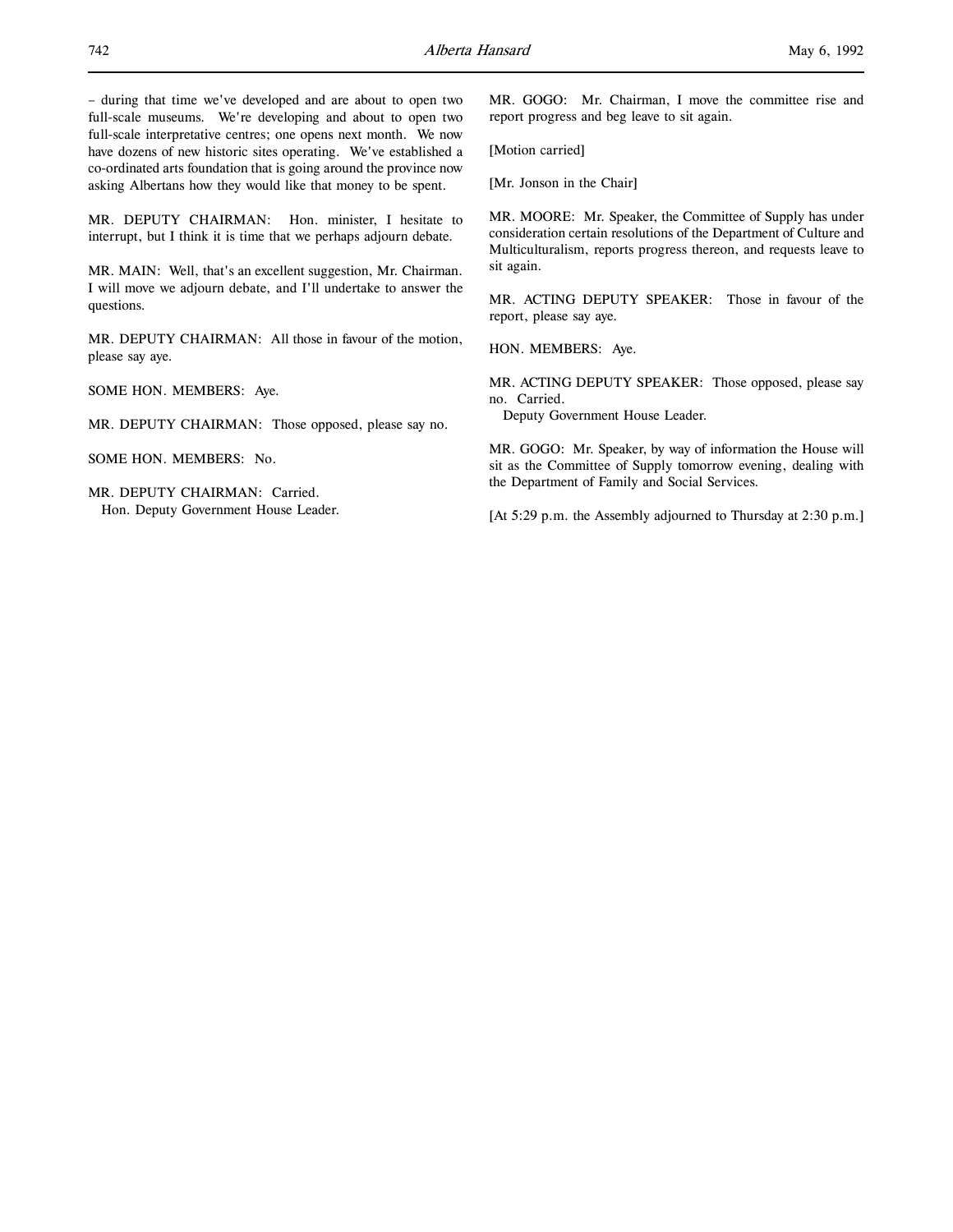– during that time we've developed and are about to open two full-scale museums. We're developing and about to open two full-scale interpretative centres; one opens next month. We now have dozens of new historic sites operating. We've established a co-ordinated arts foundation that is going around the province now asking Albertans how they would like that money to be spent.

MR. DEPUTY CHAIRMAN: Hon. minister, I hesitate to interrupt, but I think it is time that we perhaps adjourn debate.

MR. MAIN: Well, that's an excellent suggestion, Mr. Chairman. I will move we adjourn debate, and I'll undertake to answer the questions.

MR. DEPUTY CHAIRMAN: All those in favour of the motion, please say aye.

SOME HON. MEMBERS: Aye.

MR. DEPUTY CHAIRMAN: Those opposed, please say no.

SOME HON. MEMBERS: No.

MR. DEPUTY CHAIRMAN: Carried.
Hon. Deputy Government House Leader.

MR. GOGO: Mr. Chairman, I move the committee rise and report progress and beg leave to sit again.

[Motion carried]

[Mr. Jonson in the Chair]

MR. MOORE: Mr. Speaker, the Committee of Supply has under consideration certain resolutions of the Department of Culture and Multiculturalism, reports progress thereon, and requests leave to sit again.

MR. ACTING DEPUTY SPEAKER: Those in favour of the report, please say aye.

HON. MEMBERS: Aye.

MR. ACTING DEPUTY SPEAKER: Those opposed, please say no. Carried.
Deputy Government House Leader.

MR. GOGO: Mr. Speaker, by way of information the House will sit as the Committee of Supply tomorrow evening, dealing with the Department of Family and Social Services.

[At 5:29 p.m. the Assembly adjourned to Thursday at 2:30 p.m.]